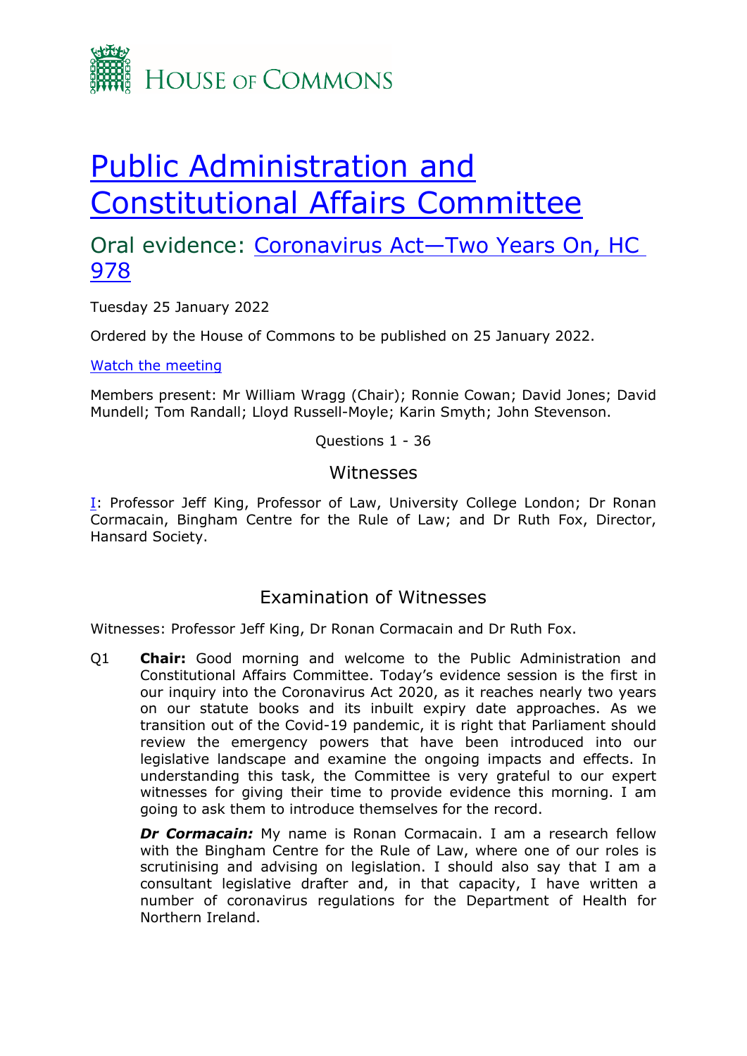HOUSE OF COMMONS

# Public Administration and Constitutional Affairs Committee

## Oral evidence: Coronavirus Act—Two Years On, HC 978

Tuesday 25 January 2022

Ordered by the House of Commons to be published on 25 January 2022.

Watch the meeting

Members present: Mr William Wragg (Chair); Ronnie Cowan; David Jones; David Mundell; Tom Randall; Lloyd Russell-Moyle; Karin Smyth; John Stevenson.

Questions 1 - 36

### Witnesses

I: Professor Jeff King, Professor of Law, University College London; Dr Ronan Cormacain, Bingham Centre for the Rule of Law; and Dr Ruth Fox, Director, Hansard Society.

### Examination of Witnesses

Witnesses: Professor Jeff King, Dr Ronan Cormacain and Dr Ruth Fox.

Q1 **Chair:** Good morning and welcome to the Public Administration and Constitutional Affairs Committee. Today's evidence session is the first in our inquiry into the Coronavirus Act 2020, as it reaches nearly two years on our statute books and its inbuilt expiry date approaches. As we transition out of the Covid-19 pandemic, it is right that Parliament should review the emergency powers that have been introduced into our legislative landscape and examine the ongoing impacts and effects. In understanding this task, the Committee is very grateful to our expert witnesses for giving their time to provide evidence this morning. I am going to ask them to introduce themselves for the record.

***Dr Cormacain:*** My name is Ronan Cormacain. I am a research fellow with the Bingham Centre for the Rule of Law, where one of our roles is scrutinising and advising on legislation. I should also say that I am a consultant legislative drafter and, in that capacity, I have written a number of coronavirus regulations for the Department of Health for Northern Ireland.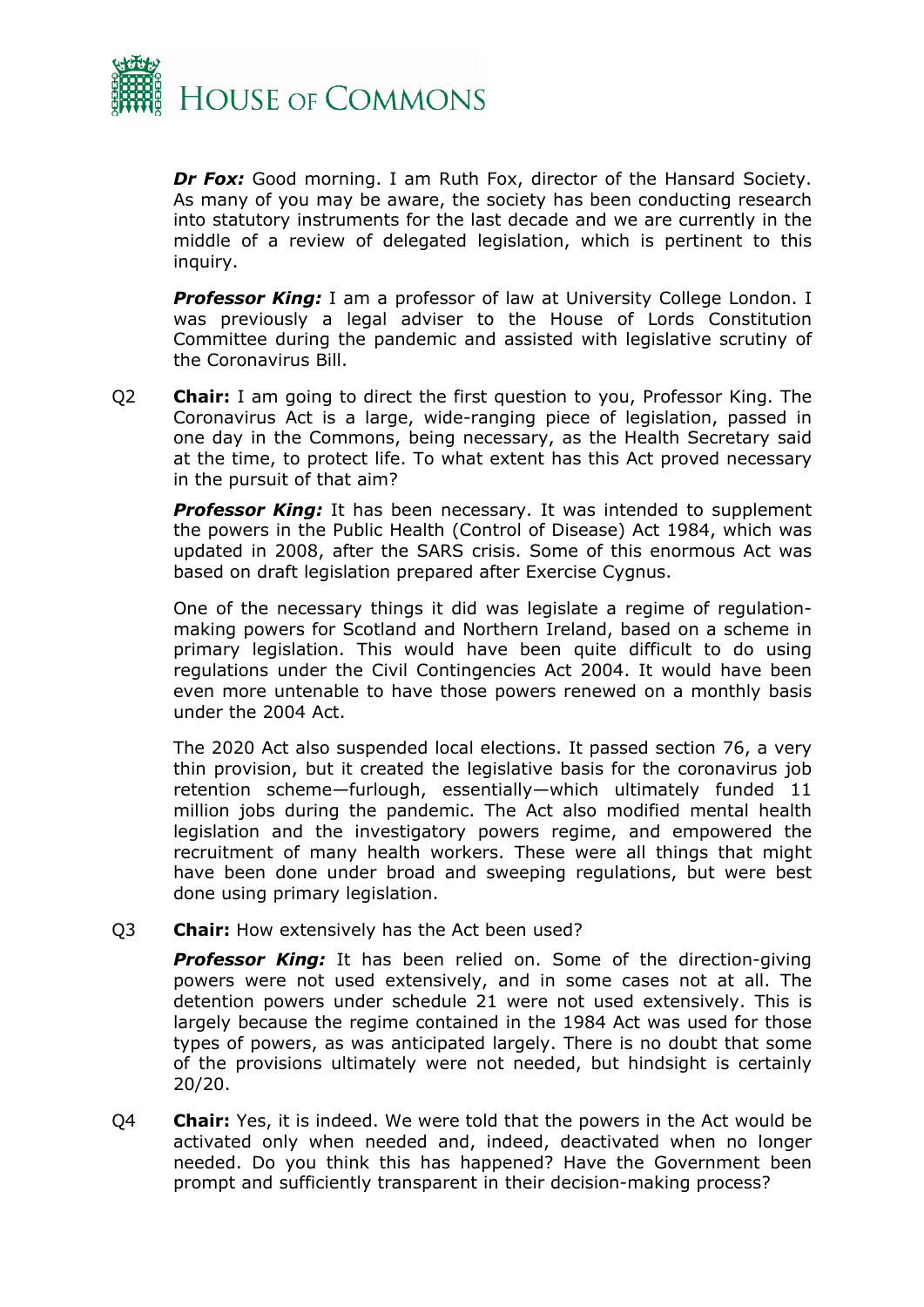***Dr Fox:*** Good morning. I am Ruth Fox, director of the Hansard Society. As many of you may be aware, the society has been conducting research into statutory instruments for the last decade and we are currently in the middle of a review of delegated legislation, which is pertinent to this inquiry.

***Professor King:*** I am a professor of law at University College London. I was previously a legal adviser to the House of Lords Constitution Committee during the pandemic and assisted with legislative scrutiny of the Coronavirus Bill.

Q2 **Chair:** I am going to direct the first question to you, Professor King. The Coronavirus Act is a large, wide-ranging piece of legislation, passed in one day in the Commons, being necessary, as the Health Secretary said at the time, to protect life. To what extent has this Act proved necessary in the pursuit of that aim?

***Professor King:*** It has been necessary. It was intended to supplement the powers in the Public Health (Control of Disease) Act 1984, which was updated in 2008, after the SARS crisis. Some of this enormous Act was based on draft legislation prepared after Exercise Cygnus.

One of the necessary things it did was legislate a regime of regulation-making powers for Scotland and Northern Ireland, based on a scheme in primary legislation. This would have been quite difficult to do using regulations under the Civil Contingencies Act 2004. It would have been even more untenable to have those powers renewed on a monthly basis under the 2004 Act.

The 2020 Act also suspended local elections. It passed section 76, a very thin provision, but it created the legislative basis for the coronavirus job retention scheme—furlough, essentially—which ultimately funded 11 million jobs during the pandemic. The Act also modified mental health legislation and the investigatory powers regime, and empowered the recruitment of many health workers. These were all things that might have been done under broad and sweeping regulations, but were best done using primary legislation.

Q3 **Chair:** How extensively has the Act been used?

***Professor King:*** It has been relied on. Some of the direction-giving powers were not used extensively, and in some cases not at all. The detention powers under schedule 21 were not used extensively. This is largely because the regime contained in the 1984 Act was used for those types of powers, as was anticipated largely. There is no doubt that some of the provisions ultimately were not needed, but hindsight is certainly 20/20.

Q4 **Chair:** Yes, it is indeed. We were told that the powers in the Act would be activated only when needed and, indeed, deactivated when no longer needed. Do you think this has happened? Have the Government been prompt and sufficiently transparent in their decision-making process?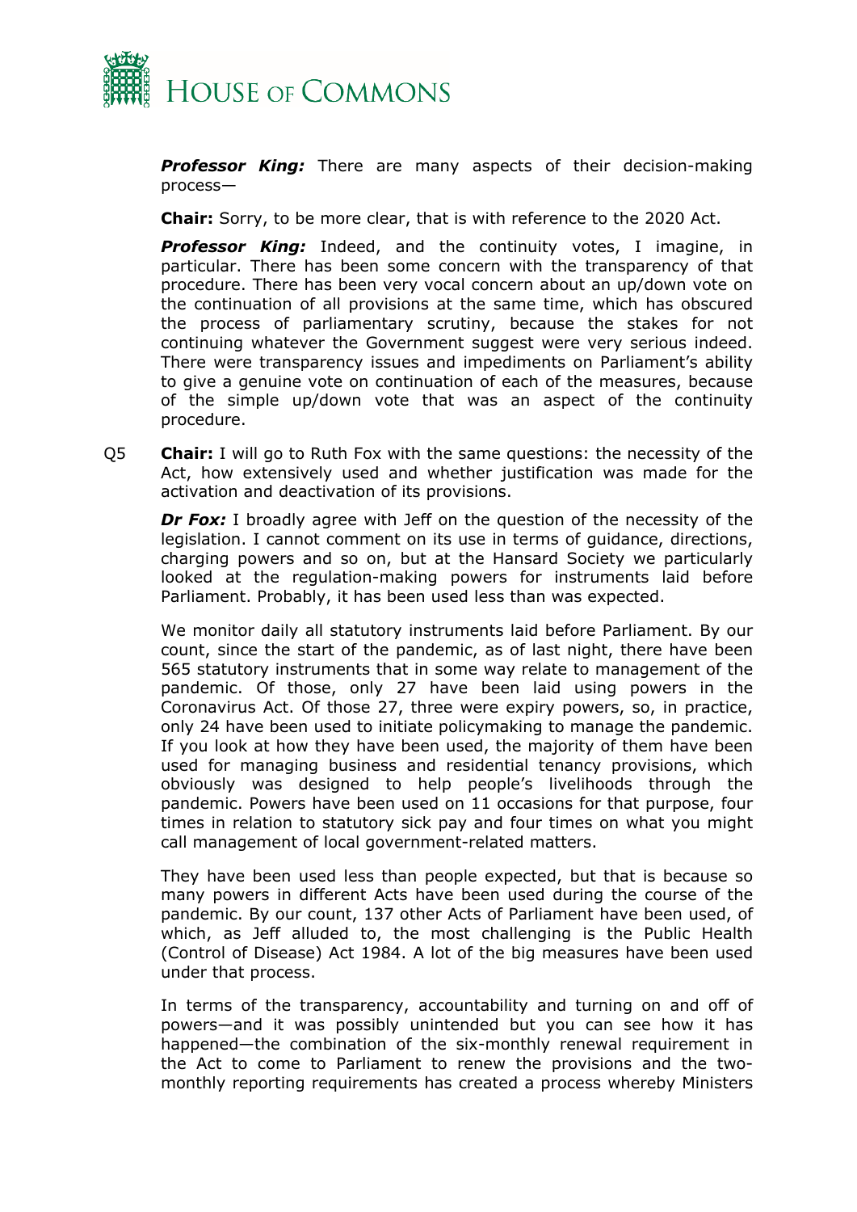***Professor King:*** There are many aspects of their decision-making process—

**Chair:** Sorry, to be more clear, that is with reference to the 2020 Act.

***Professor King:*** Indeed, and the continuity votes, I imagine, in particular. There has been some concern with the transparency of that procedure. There has been very vocal concern about an up/down vote on the continuation of all provisions at the same time, which has obscured the process of parliamentary scrutiny, because the stakes for not continuing whatever the Government suggest were very serious indeed. There were transparency issues and impediments on Parliament's ability to give a genuine vote on continuation of each of the measures, because of the simple up/down vote that was an aspect of the continuity procedure.

Q5 **Chair:** I will go to Ruth Fox with the same questions: the necessity of the Act, how extensively used and whether justification was made for the activation and deactivation of its provisions.

***Dr Fox:*** I broadly agree with Jeff on the question of the necessity of the legislation. I cannot comment on its use in terms of guidance, directions, charging powers and so on, but at the Hansard Society we particularly looked at the regulation-making powers for instruments laid before Parliament. Probably, it has been used less than was expected.

We monitor daily all statutory instruments laid before Parliament. By our count, since the start of the pandemic, as of last night, there have been 565 statutory instruments that in some way relate to management of the pandemic. Of those, only 27 have been laid using powers in the Coronavirus Act. Of those 27, three were expiry powers, so, in practice, only 24 have been used to initiate policymaking to manage the pandemic. If you look at how they have been used, the majority of them have been used for managing business and residential tenancy provisions, which obviously was designed to help people's livelihoods through the pandemic. Powers have been used on 11 occasions for that purpose, four times in relation to statutory sick pay and four times on what you might call management of local government-related matters.

They have been used less than people expected, but that is because so many powers in different Acts have been used during the course of the pandemic. By our count, 137 other Acts of Parliament have been used, of which, as Jeff alluded to, the most challenging is the Public Health (Control of Disease) Act 1984. A lot of the big measures have been used under that process.

In terms of the transparency, accountability and turning on and off of powers—and it was possibly unintended but you can see how it has happened—the combination of the six-monthly renewal requirement in the Act to come to Parliament to renew the provisions and the two-monthly reporting requirements has created a process whereby Ministers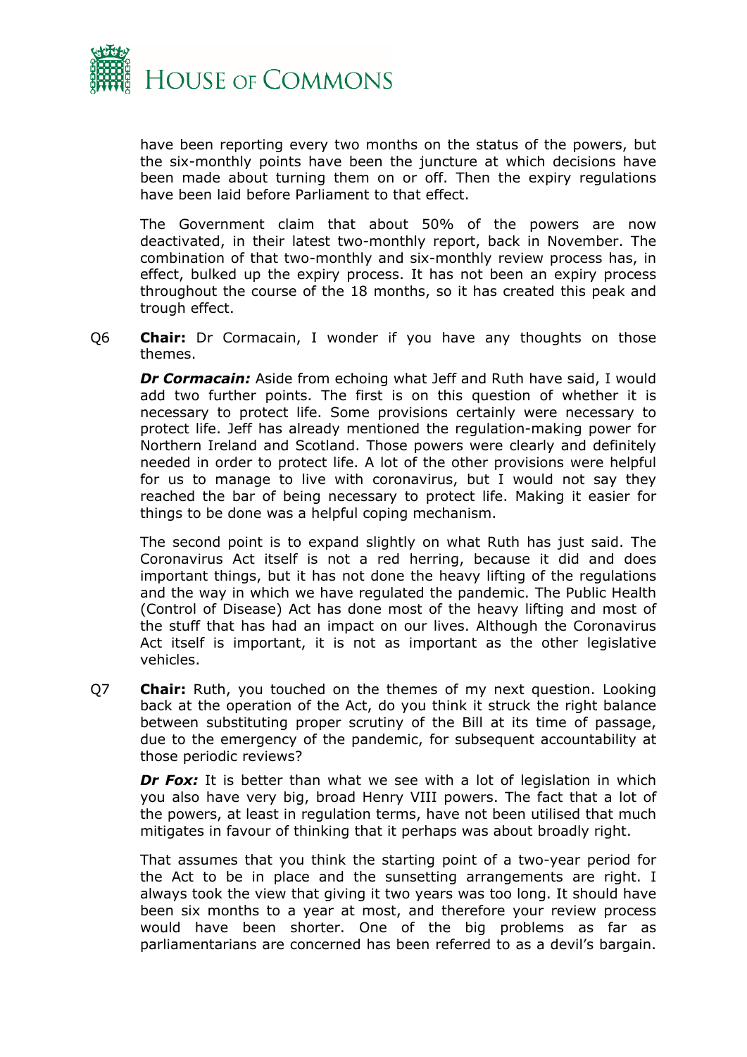have been reporting every two months on the status of the powers, but the six-monthly points have been the juncture at which decisions have been made about turning them on or off. Then the expiry regulations have been laid before Parliament to that effect.

The Government claim that about 50% of the powers are now deactivated, in their latest two-monthly report, back in November. The combination of that two-monthly and six-monthly review process has, in effect, bulked up the expiry process. It has not been an expiry process throughout the course of the 18 months, so it has created this peak and trough effect.

Q6 **Chair:** Dr Cormacain, I wonder if you have any thoughts on those themes.

***Dr Cormacain:*** Aside from echoing what Jeff and Ruth have said, I would add two further points. The first is on this question of whether it is necessary to protect life. Some provisions certainly were necessary to protect life. Jeff has already mentioned the regulation-making power for Northern Ireland and Scotland. Those powers were clearly and definitely needed in order to protect life. A lot of the other provisions were helpful for us to manage to live with coronavirus, but I would not say they reached the bar of being necessary to protect life. Making it easier for things to be done was a helpful coping mechanism.

The second point is to expand slightly on what Ruth has just said. The Coronavirus Act itself is not a red herring, because it did and does important things, but it has not done the heavy lifting of the regulations and the way in which we have regulated the pandemic. The Public Health (Control of Disease) Act has done most of the heavy lifting and most of the stuff that has had an impact on our lives. Although the Coronavirus Act itself is important, it is not as important as the other legislative vehicles.

Q7 **Chair:** Ruth, you touched on the themes of my next question. Looking back at the operation of the Act, do you think it struck the right balance between substituting proper scrutiny of the Bill at its time of passage, due to the emergency of the pandemic, for subsequent accountability at those periodic reviews?

***Dr Fox:*** It is better than what we see with a lot of legislation in which you also have very big, broad Henry VIII powers. The fact that a lot of the powers, at least in regulation terms, have not been utilised that much mitigates in favour of thinking that it perhaps was about broadly right.

That assumes that you think the starting point of a two-year period for the Act to be in place and the sunsetting arrangements are right. I always took the view that giving it two years was too long. It should have been six months to a year at most, and therefore your review process would have been shorter. One of the big problems as far as parliamentarians are concerned has been referred to as a devil's bargain.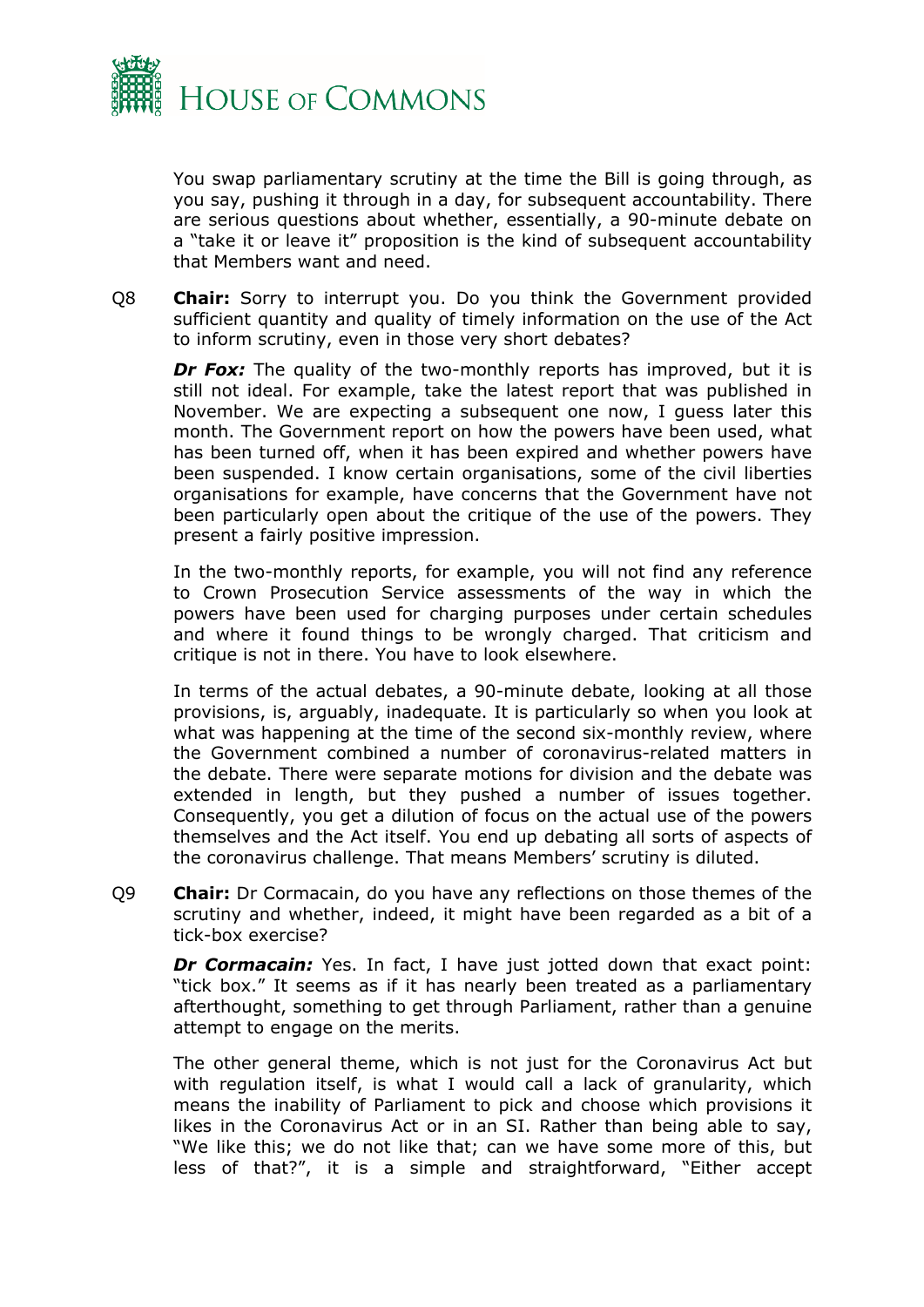You swap parliamentary scrutiny at the time the Bill is going through, as you say, pushing it through in a day, for subsequent accountability. There are serious questions about whether, essentially, a 90-minute debate on a "take it or leave it" proposition is the kind of subsequent accountability that Members want and need.

Q8 **Chair:** Sorry to interrupt you. Do you think the Government provided sufficient quantity and quality of timely information on the use of the Act to inform scrutiny, even in those very short debates?

***Dr Fox:*** The quality of the two-monthly reports has improved, but it is still not ideal. For example, take the latest report that was published in November. We are expecting a subsequent one now, I guess later this month. The Government report on how the powers have been used, what has been turned off, when it has been expired and whether powers have been suspended. I know certain organisations, some of the civil liberties organisations for example, have concerns that the Government have not been particularly open about the critique of the use of the powers. They present a fairly positive impression.

In the two-monthly reports, for example, you will not find any reference to Crown Prosecution Service assessments of the way in which the powers have been used for charging purposes under certain schedules and where it found things to be wrongly charged. That criticism and critique is not in there. You have to look elsewhere.

In terms of the actual debates, a 90-minute debate, looking at all those provisions, is, arguably, inadequate. It is particularly so when you look at what was happening at the time of the second six-monthly review, where the Government combined a number of coronavirus-related matters in the debate. There were separate motions for division and the debate was extended in length, but they pushed a number of issues together. Consequently, you get a dilution of focus on the actual use of the powers themselves and the Act itself. You end up debating all sorts of aspects of the coronavirus challenge. That means Members' scrutiny is diluted.

Q9 **Chair:** Dr Cormacain, do you have any reflections on those themes of the scrutiny and whether, indeed, it might have been regarded as a bit of a tick-box exercise?

***Dr Cormacain:*** Yes. In fact, I have just jotted down that exact point: "tick box." It seems as if it has nearly been treated as a parliamentary afterthought, something to get through Parliament, rather than a genuine attempt to engage on the merits.

The other general theme, which is not just for the Coronavirus Act but with regulation itself, is what I would call a lack of granularity, which means the inability of Parliament to pick and choose which provisions it likes in the Coronavirus Act or in an SI. Rather than being able to say, "We like this; we do not like that; can we have some more of this, but less of that?", it is a simple and straightforward, "Either accept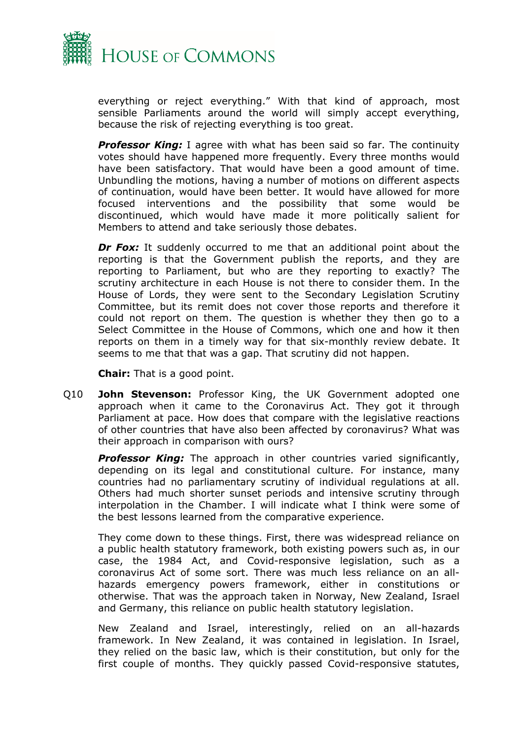everything or reject everything." With that kind of approach, most sensible Parliaments around the world will simply accept everything, because the risk of rejecting everything is too great.

***Professor King:*** I agree with what has been said so far. The continuity votes should have happened more frequently. Every three months would have been satisfactory. That would have been a good amount of time. Unbundling the motions, having a number of motions on different aspects of continuation, would have been better. It would have allowed for more focused interventions and the possibility that some would be discontinued, which would have made it more politically salient for Members to attend and take seriously those debates.

***Dr Fox:*** It suddenly occurred to me that an additional point about the reporting is that the Government publish the reports, and they are reporting to Parliament, but who are they reporting to exactly? The scrutiny architecture in each House is not there to consider them. In the House of Lords, they were sent to the Secondary Legislation Scrutiny Committee, but its remit does not cover those reports and therefore it could not report on them. The question is whether they then go to a Select Committee in the House of Commons, which one and how it then reports on them in a timely way for that six-monthly review debate. It seems to me that that was a gap. That scrutiny did not happen.

**Chair:** That is a good point.

Q10 **John Stevenson:** Professor King, the UK Government adopted one approach when it came to the Coronavirus Act. They got it through Parliament at pace. How does that compare with the legislative reactions of other countries that have also been affected by coronavirus? What was their approach in comparison with ours?

***Professor King:*** The approach in other countries varied significantly, depending on its legal and constitutional culture. For instance, many countries had no parliamentary scrutiny of individual regulations at all. Others had much shorter sunset periods and intensive scrutiny through interpolation in the Chamber. I will indicate what I think were some of the best lessons learned from the comparative experience.

They come down to these things. First, there was widespread reliance on a public health statutory framework, both existing powers such as, in our case, the 1984 Act, and Covid-responsive legislation, such as a coronavirus Act of some sort. There was much less reliance on an all-hazards emergency powers framework, either in constitutions or otherwise. That was the approach taken in Norway, New Zealand, Israel and Germany, this reliance on public health statutory legislation.

New Zealand and Israel, interestingly, relied on an all-hazards framework. In New Zealand, it was contained in legislation. In Israel, they relied on the basic law, which is their constitution, but only for the first couple of months. They quickly passed Covid-responsive statutes,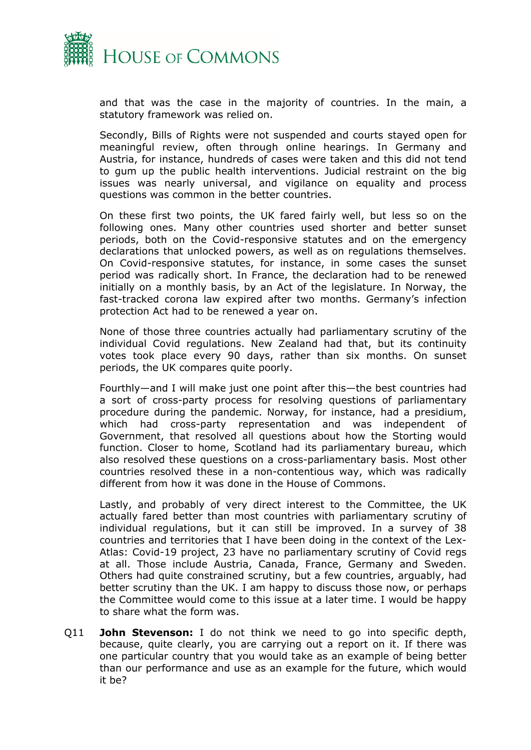and that was the case in the majority of countries. In the main, a statutory framework was relied on.

Secondly, Bills of Rights were not suspended and courts stayed open for meaningful review, often through online hearings. In Germany and Austria, for instance, hundreds of cases were taken and this did not tend to gum up the public health interventions. Judicial restraint on the big issues was nearly universal, and vigilance on equality and process questions was common in the better countries.

On these first two points, the UK fared fairly well, but less so on the following ones. Many other countries used shorter and better sunset periods, both on the Covid-responsive statutes and on the emergency declarations that unlocked powers, as well as on regulations themselves. On Covid-responsive statutes, for instance, in some cases the sunset period was radically short. In France, the declaration had to be renewed initially on a monthly basis, by an Act of the legislature. In Norway, the fast-tracked corona law expired after two months. Germany's infection protection Act had to be renewed a year on.

None of those three countries actually had parliamentary scrutiny of the individual Covid regulations. New Zealand had that, but its continuity votes took place every 90 days, rather than six months. On sunset periods, the UK compares quite poorly.

Fourthly—and I will make just one point after this—the best countries had a sort of cross-party process for resolving questions of parliamentary procedure during the pandemic. Norway, for instance, had a presidium, which had cross-party representation and was independent of Government, that resolved all questions about how the Storting would function. Closer to home, Scotland had its parliamentary bureau, which also resolved these questions on a cross-parliamentary basis. Most other countries resolved these in a non-contentious way, which was radically different from how it was done in the House of Commons.

Lastly, and probably of very direct interest to the Committee, the UK actually fared better than most countries with parliamentary scrutiny of individual regulations, but it can still be improved. In a survey of 38 countries and territories that I have been doing in the context of the Lex-Atlas: Covid-19 project, 23 have no parliamentary scrutiny of Covid regs at all. Those include Austria, Canada, France, Germany and Sweden. Others had quite constrained scrutiny, but a few countries, arguably, had better scrutiny than the UK. I am happy to discuss those now, or perhaps the Committee would come to this issue at a later time. I would be happy to share what the form was.

Q11 **John Stevenson:** I do not think we need to go into specific depth, because, quite clearly, you are carrying out a report on it. If there was one particular country that you would take as an example of being better than our performance and use as an example for the future, which would it be?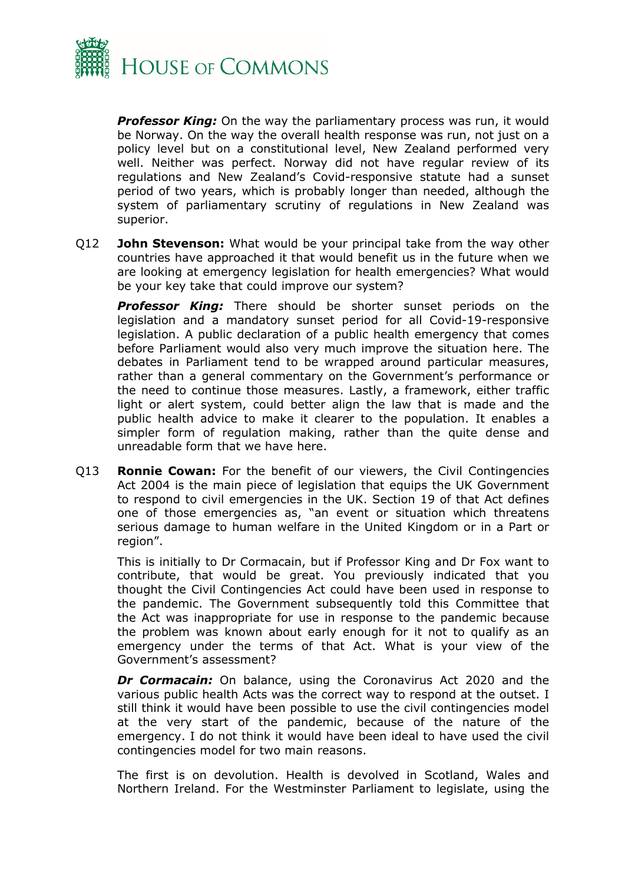***Professor King:*** On the way the parliamentary process was run, it would be Norway. On the way the overall health response was run, not just on a policy level but on a constitutional level, New Zealand performed very well. Neither was perfect. Norway did not have regular review of its regulations and New Zealand's Covid-responsive statute had a sunset period of two years, which is probably longer than needed, although the system of parliamentary scrutiny of regulations in New Zealand was superior.

Q12 **John Stevenson:** What would be your principal take from the way other countries have approached it that would benefit us in the future when we are looking at emergency legislation for health emergencies? What would be your key take that could improve our system?

***Professor King:*** There should be shorter sunset periods on the legislation and a mandatory sunset period for all Covid-19-responsive legislation. A public declaration of a public health emergency that comes before Parliament would also very much improve the situation here. The debates in Parliament tend to be wrapped around particular measures, rather than a general commentary on the Government's performance or the need to continue those measures. Lastly, a framework, either traffic light or alert system, could better align the law that is made and the public health advice to make it clearer to the population. It enables a simpler form of regulation making, rather than the quite dense and unreadable form that we have here.

Q13 **Ronnie Cowan:** For the benefit of our viewers, the Civil Contingencies Act 2004 is the main piece of legislation that equips the UK Government to respond to civil emergencies in the UK. Section 19 of that Act defines one of those emergencies as, "an event or situation which threatens serious damage to human welfare in the United Kingdom or in a Part or region".

This is initially to Dr Cormacain, but if Professor King and Dr Fox want to contribute, that would be great. You previously indicated that you thought the Civil Contingencies Act could have been used in response to the pandemic. The Government subsequently told this Committee that the Act was inappropriate for use in response to the pandemic because the problem was known about early enough for it not to qualify as an emergency under the terms of that Act. What is your view of the Government's assessment?

***Dr Cormacain:*** On balance, using the Coronavirus Act 2020 and the various public health Acts was the correct way to respond at the outset. I still think it would have been possible to use the civil contingencies model at the very start of the pandemic, because of the nature of the emergency. I do not think it would have been ideal to have used the civil contingencies model for two main reasons.

The first is on devolution. Health is devolved in Scotland, Wales and Northern Ireland. For the Westminster Parliament to legislate, using the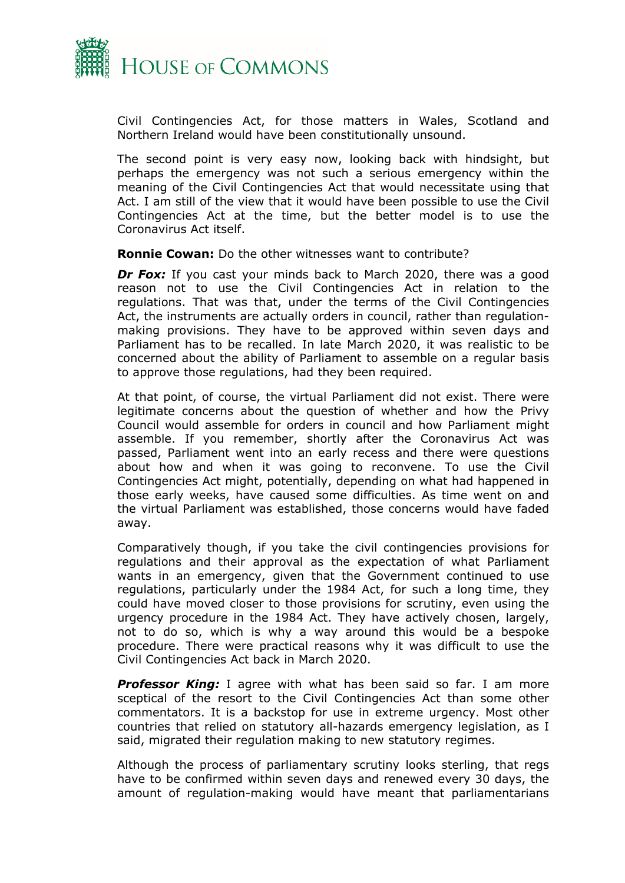Civil Contingencies Act, for those matters in Wales, Scotland and Northern Ireland would have been constitutionally unsound.

The second point is very easy now, looking back with hindsight, but perhaps the emergency was not such a serious emergency within the meaning of the Civil Contingencies Act that would necessitate using that Act. I am still of the view that it would have been possible to use the Civil Contingencies Act at the time, but the better model is to use the Coronavirus Act itself.

**Ronnie Cowan:** Do the other witnesses want to contribute?

***Dr Fox:*** If you cast your minds back to March 2020, there was a good reason not to use the Civil Contingencies Act in relation to the regulations. That was that, under the terms of the Civil Contingencies Act, the instruments are actually orders in council, rather than regulation-making provisions. They have to be approved within seven days and Parliament has to be recalled. In late March 2020, it was realistic to be concerned about the ability of Parliament to assemble on a regular basis to approve those regulations, had they been required.

At that point, of course, the virtual Parliament did not exist. There were legitimate concerns about the question of whether and how the Privy Council would assemble for orders in council and how Parliament might assemble. If you remember, shortly after the Coronavirus Act was passed, Parliament went into an early recess and there were questions about how and when it was going to reconvene. To use the Civil Contingencies Act might, potentially, depending on what had happened in those early weeks, have caused some difficulties. As time went on and the virtual Parliament was established, those concerns would have faded away.

Comparatively though, if you take the civil contingencies provisions for regulations and their approval as the expectation of what Parliament wants in an emergency, given that the Government continued to use regulations, particularly under the 1984 Act, for such a long time, they could have moved closer to those provisions for scrutiny, even using the urgency procedure in the 1984 Act. They have actively chosen, largely, not to do so, which is why a way around this would be a bespoke procedure. There were practical reasons why it was difficult to use the Civil Contingencies Act back in March 2020.

***Professor King:*** I agree with what has been said so far. I am more sceptical of the resort to the Civil Contingencies Act than some other commentators. It is a backstop for use in extreme urgency. Most other countries that relied on statutory all-hazards emergency legislation, as I said, migrated their regulation making to new statutory regimes.

Although the process of parliamentary scrutiny looks sterling, that regs have to be confirmed within seven days and renewed every 30 days, the amount of regulation-making would have meant that parliamentarians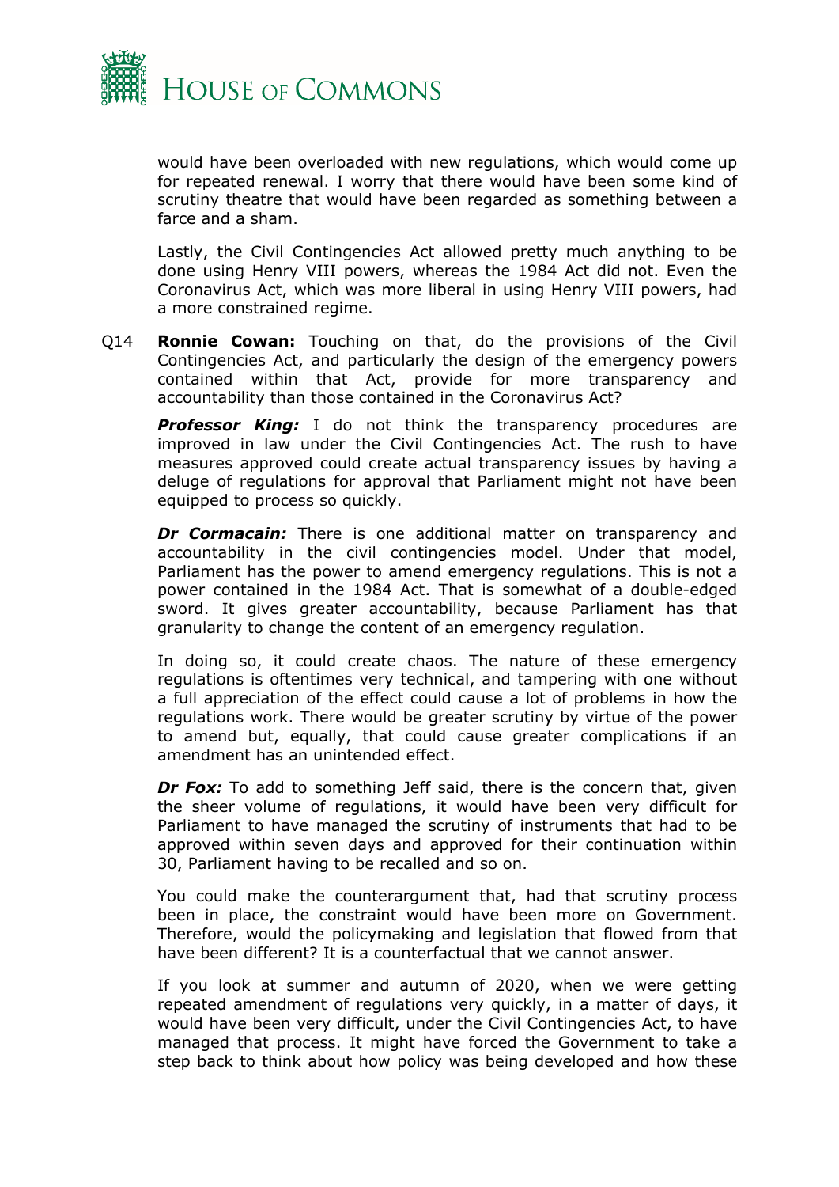would have been overloaded with new regulations, which would come up for repeated renewal. I worry that there would have been some kind of scrutiny theatre that would have been regarded as something between a farce and a sham.

Lastly, the Civil Contingencies Act allowed pretty much anything to be done using Henry VIII powers, whereas the 1984 Act did not. Even the Coronavirus Act, which was more liberal in using Henry VIII powers, had a more constrained regime.

Q14 **Ronnie Cowan:** Touching on that, do the provisions of the Civil Contingencies Act, and particularly the design of the emergency powers contained within that Act, provide for more transparency and accountability than those contained in the Coronavirus Act?

***Professor King:*** I do not think the transparency procedures are improved in law under the Civil Contingencies Act. The rush to have measures approved could create actual transparency issues by having a deluge of regulations for approval that Parliament might not have been equipped to process so quickly.

***Dr Cormacain:*** There is one additional matter on transparency and accountability in the civil contingencies model. Under that model, Parliament has the power to amend emergency regulations. This is not a power contained in the 1984 Act. That is somewhat of a double-edged sword. It gives greater accountability, because Parliament has that granularity to change the content of an emergency regulation.

In doing so, it could create chaos. The nature of these emergency regulations is oftentimes very technical, and tampering with one without a full appreciation of the effect could cause a lot of problems in how the regulations work. There would be greater scrutiny by virtue of the power to amend but, equally, that could cause greater complications if an amendment has an unintended effect.

***Dr Fox:*** To add to something Jeff said, there is the concern that, given the sheer volume of regulations, it would have been very difficult for Parliament to have managed the scrutiny of instruments that had to be approved within seven days and approved for their continuation within 30, Parliament having to be recalled and so on.

You could make the counterargument that, had that scrutiny process been in place, the constraint would have been more on Government. Therefore, would the policymaking and legislation that flowed from that have been different? It is a counterfactual that we cannot answer.

If you look at summer and autumn of 2020, when we were getting repeated amendment of regulations very quickly, in a matter of days, it would have been very difficult, under the Civil Contingencies Act, to have managed that process. It might have forced the Government to take a step back to think about how policy was being developed and how these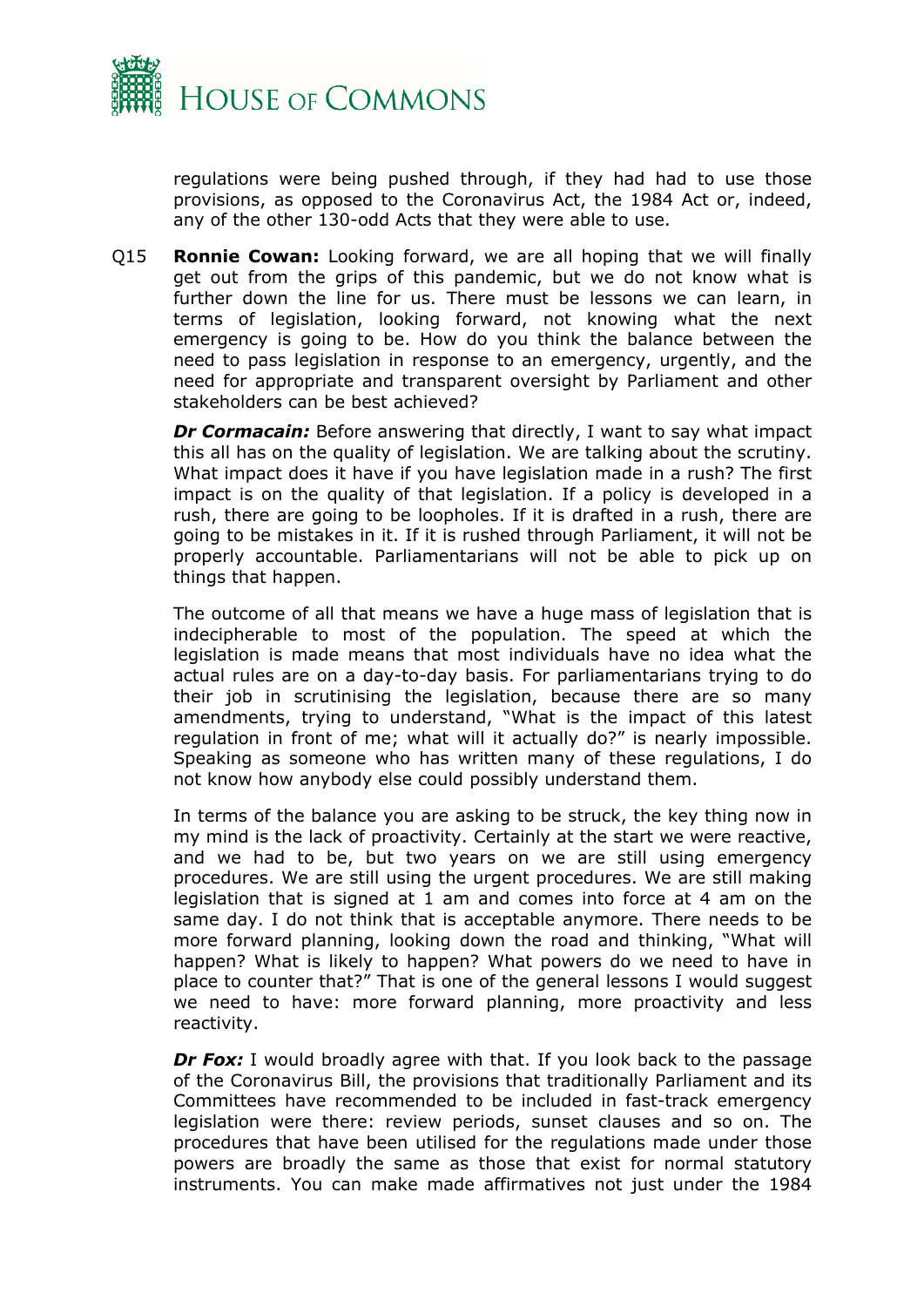regulations were being pushed through, if they had had to use those provisions, as opposed to the Coronavirus Act, the 1984 Act or, indeed, any of the other 130-odd Acts that they were able to use.

Q15 **Ronnie Cowan:** Looking forward, we are all hoping that we will finally get out from the grips of this pandemic, but we do not know what is further down the line for us. There must be lessons we can learn, in terms of legislation, looking forward, not knowing what the next emergency is going to be. How do you think the balance between the need to pass legislation in response to an emergency, urgently, and the need for appropriate and transparent oversight by Parliament and other stakeholders can be best achieved?

***Dr Cormacain:*** Before answering that directly, I want to say what impact this all has on the quality of legislation. We are talking about the scrutiny. What impact does it have if you have legislation made in a rush? The first impact is on the quality of that legislation. If a policy is developed in a rush, there are going to be loopholes. If it is drafted in a rush, there are going to be mistakes in it. If it is rushed through Parliament, it will not be properly accountable. Parliamentarians will not be able to pick up on things that happen.

The outcome of all that means we have a huge mass of legislation that is indecipherable to most of the population. The speed at which the legislation is made means that most individuals have no idea what the actual rules are on a day-to-day basis. For parliamentarians trying to do their job in scrutinising the legislation, because there are so many amendments, trying to understand, "What is the impact of this latest regulation in front of me; what will it actually do?" is nearly impossible. Speaking as someone who has written many of these regulations, I do not know how anybody else could possibly understand them.

In terms of the balance you are asking to be struck, the key thing now in my mind is the lack of proactivity. Certainly at the start we were reactive, and we had to be, but two years on we are still using emergency procedures. We are still using the urgent procedures. We are still making legislation that is signed at 1 am and comes into force at 4 am on the same day. I do not think that is acceptable anymore. There needs to be more forward planning, looking down the road and thinking, "What will happen? What is likely to happen? What powers do we need to have in place to counter that?" That is one of the general lessons I would suggest we need to have: more forward planning, more proactivity and less reactivity.

***Dr Fox:*** I would broadly agree with that. If you look back to the passage of the Coronavirus Bill, the provisions that traditionally Parliament and its Committees have recommended to be included in fast-track emergency legislation were there: review periods, sunset clauses and so on. The procedures that have been utilised for the regulations made under those powers are broadly the same as those that exist for normal statutory instruments. You can make made affirmatives not just under the 1984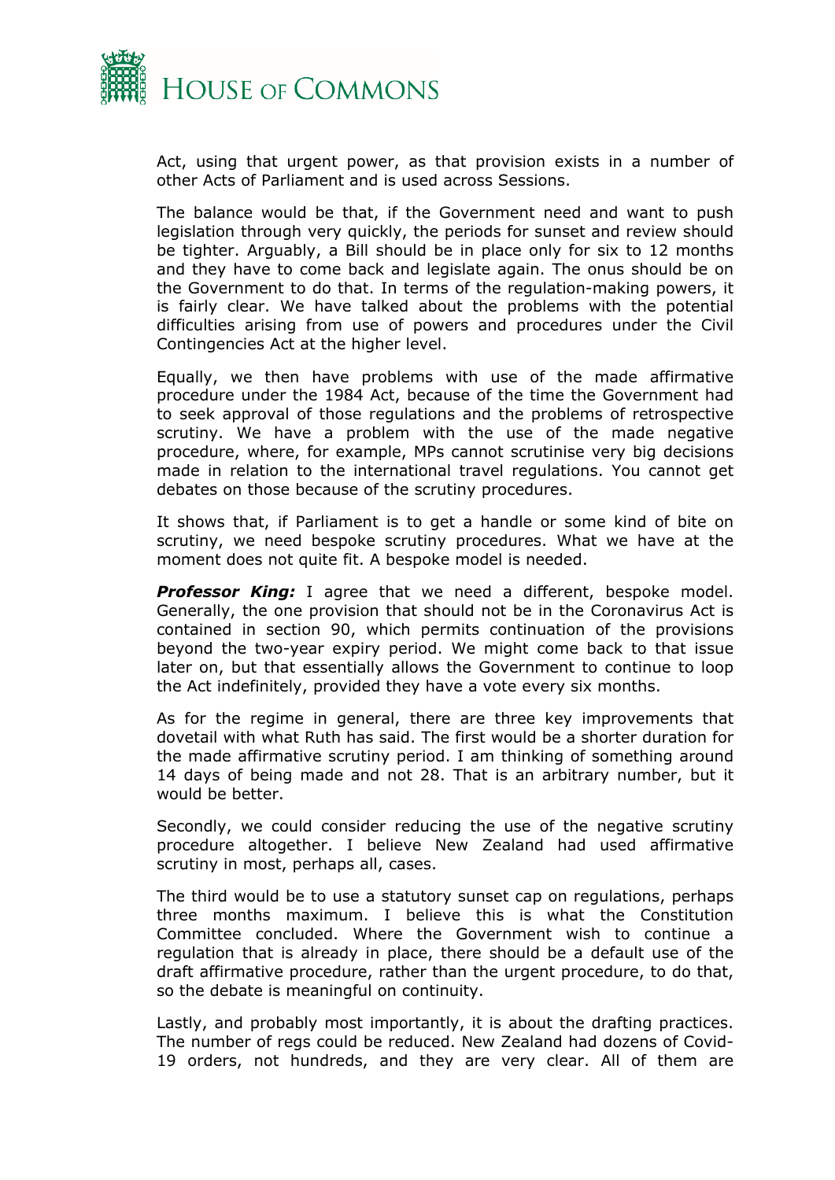Act, using that urgent power, as that provision exists in a number of other Acts of Parliament and is used across Sessions.

The balance would be that, if the Government need and want to push legislation through very quickly, the periods for sunset and review should be tighter. Arguably, a Bill should be in place only for six to 12 months and they have to come back and legislate again. The onus should be on the Government to do that. In terms of the regulation-making powers, it is fairly clear. We have talked about the problems with the potential difficulties arising from use of powers and procedures under the Civil Contingencies Act at the higher level.

Equally, we then have problems with use of the made affirmative procedure under the 1984 Act, because of the time the Government had to seek approval of those regulations and the problems of retrospective scrutiny. We have a problem with the use of the made negative procedure, where, for example, MPs cannot scrutinise very big decisions made in relation to the international travel regulations. You cannot get debates on those because of the scrutiny procedures.

It shows that, if Parliament is to get a handle or some kind of bite on scrutiny, we need bespoke scrutiny procedures. What we have at the moment does not quite fit. A bespoke model is needed.

***Professor King:*** I agree that we need a different, bespoke model. Generally, the one provision that should not be in the Coronavirus Act is contained in section 90, which permits continuation of the provisions beyond the two-year expiry period. We might come back to that issue later on, but that essentially allows the Government to continue to loop the Act indefinitely, provided they have a vote every six months.

As for the regime in general, there are three key improvements that dovetail with what Ruth has said. The first would be a shorter duration for the made affirmative scrutiny period. I am thinking of something around 14 days of being made and not 28. That is an arbitrary number, but it would be better.

Secondly, we could consider reducing the use of the negative scrutiny procedure altogether. I believe New Zealand had used affirmative scrutiny in most, perhaps all, cases.

The third would be to use a statutory sunset cap on regulations, perhaps three months maximum. I believe this is what the Constitution Committee concluded. Where the Government wish to continue a regulation that is already in place, there should be a default use of the draft affirmative procedure, rather than the urgent procedure, to do that, so the debate is meaningful on continuity.

Lastly, and probably most importantly, it is about the drafting practices. The number of regs could be reduced. New Zealand had dozens of Covid-19 orders, not hundreds, and they are very clear. All of them are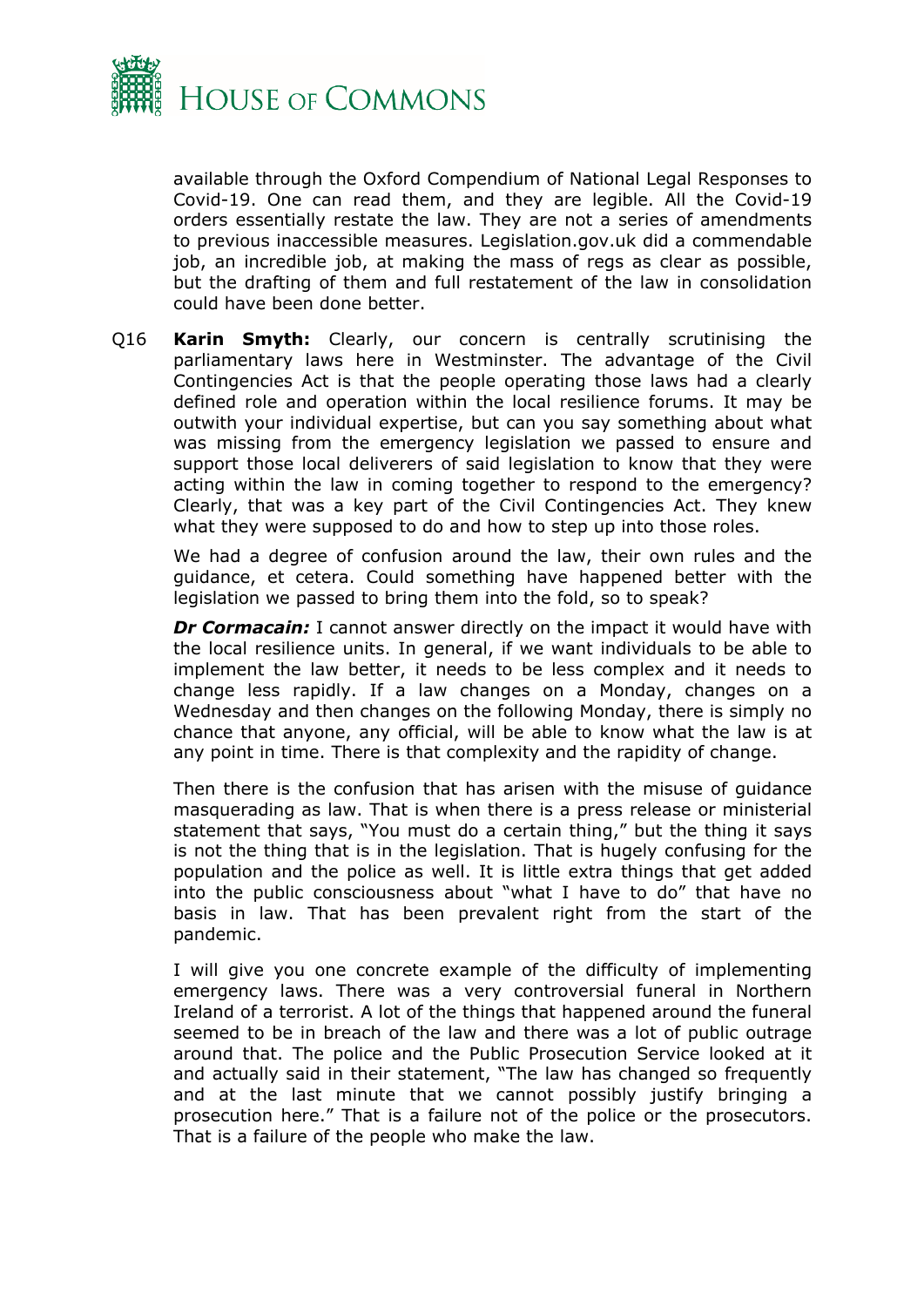available through the Oxford Compendium of National Legal Responses to Covid-19. One can read them, and they are legible. All the Covid-19 orders essentially restate the law. They are not a series of amendments to previous inaccessible measures. Legislation.gov.uk did a commendable job, an incredible job, at making the mass of regs as clear as possible, but the drafting of them and full restatement of the law in consolidation could have been done better.

Q16 **Karin Smyth:** Clearly, our concern is centrally scrutinising the parliamentary laws here in Westminster. The advantage of the Civil Contingencies Act is that the people operating those laws had a clearly defined role and operation within the local resilience forums. It may be outwith your individual expertise, but can you say something about what was missing from the emergency legislation we passed to ensure and support those local deliverers of said legislation to know that they were acting within the law in coming together to respond to the emergency? Clearly, that was a key part of the Civil Contingencies Act. They knew what they were supposed to do and how to step up into those roles.

We had a degree of confusion around the law, their own rules and the guidance, et cetera. Could something have happened better with the legislation we passed to bring them into the fold, so to speak?

***Dr Cormacain:*** I cannot answer directly on the impact it would have with the local resilience units. In general, if we want individuals to be able to implement the law better, it needs to be less complex and it needs to change less rapidly. If a law changes on a Monday, changes on a Wednesday and then changes on the following Monday, there is simply no chance that anyone, any official, will be able to know what the law is at any point in time. There is that complexity and the rapidity of change.

Then there is the confusion that has arisen with the misuse of guidance masquerading as law. That is when there is a press release or ministerial statement that says, "You must do a certain thing," but the thing it says is not the thing that is in the legislation. That is hugely confusing for the population and the police as well. It is little extra things that get added into the public consciousness about "what I have to do" that have no basis in law. That has been prevalent right from the start of the pandemic.

I will give you one concrete example of the difficulty of implementing emergency laws. There was a very controversial funeral in Northern Ireland of a terrorist. A lot of the things that happened around the funeral seemed to be in breach of the law and there was a lot of public outrage around that. The police and the Public Prosecution Service looked at it and actually said in their statement, "The law has changed so frequently and at the last minute that we cannot possibly justify bringing a prosecution here." That is a failure not of the police or the prosecutors. That is a failure of the people who make the law.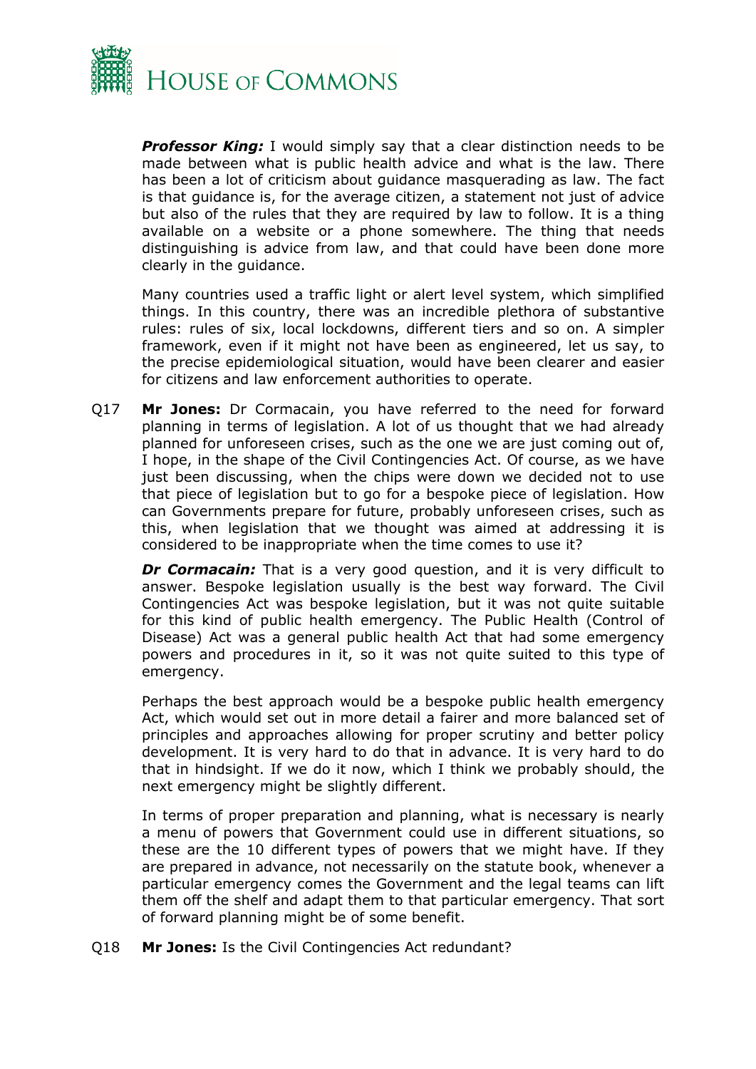***Professor King:*** I would simply say that a clear distinction needs to be made between what is public health advice and what is the law. There has been a lot of criticism about guidance masquerading as law. The fact is that guidance is, for the average citizen, a statement not just of advice but also of the rules that they are required by law to follow. It is a thing available on a website or a phone somewhere. The thing that needs distinguishing is advice from law, and that could have been done more clearly in the guidance.

Many countries used a traffic light or alert level system, which simplified things. In this country, there was an incredible plethora of substantive rules: rules of six, local lockdowns, different tiers and so on. A simpler framework, even if it might not have been as engineered, let us say, to the precise epidemiological situation, would have been clearer and easier for citizens and law enforcement authorities to operate.

Q17 **Mr Jones:** Dr Cormacain, you have referred to the need for forward planning in terms of legislation. A lot of us thought that we had already planned for unforeseen crises, such as the one we are just coming out of, I hope, in the shape of the Civil Contingencies Act. Of course, as we have just been discussing, when the chips were down we decided not to use that piece of legislation but to go for a bespoke piece of legislation. How can Governments prepare for future, probably unforeseen crises, such as this, when legislation that we thought was aimed at addressing it is considered to be inappropriate when the time comes to use it?

***Dr Cormacain:*** That is a very good question, and it is very difficult to answer. Bespoke legislation usually is the best way forward. The Civil Contingencies Act was bespoke legislation, but it was not quite suitable for this kind of public health emergency. The Public Health (Control of Disease) Act was a general public health Act that had some emergency powers and procedures in it, so it was not quite suited to this type of emergency.

Perhaps the best approach would be a bespoke public health emergency Act, which would set out in more detail a fairer and more balanced set of principles and approaches allowing for proper scrutiny and better policy development. It is very hard to do that in advance. It is very hard to do that in hindsight. If we do it now, which I think we probably should, the next emergency might be slightly different.

In terms of proper preparation and planning, what is necessary is nearly a menu of powers that Government could use in different situations, so these are the 10 different types of powers that we might have. If they are prepared in advance, not necessarily on the statute book, whenever a particular emergency comes the Government and the legal teams can lift them off the shelf and adapt them to that particular emergency. That sort of forward planning might be of some benefit.

Q18 **Mr Jones:** Is the Civil Contingencies Act redundant?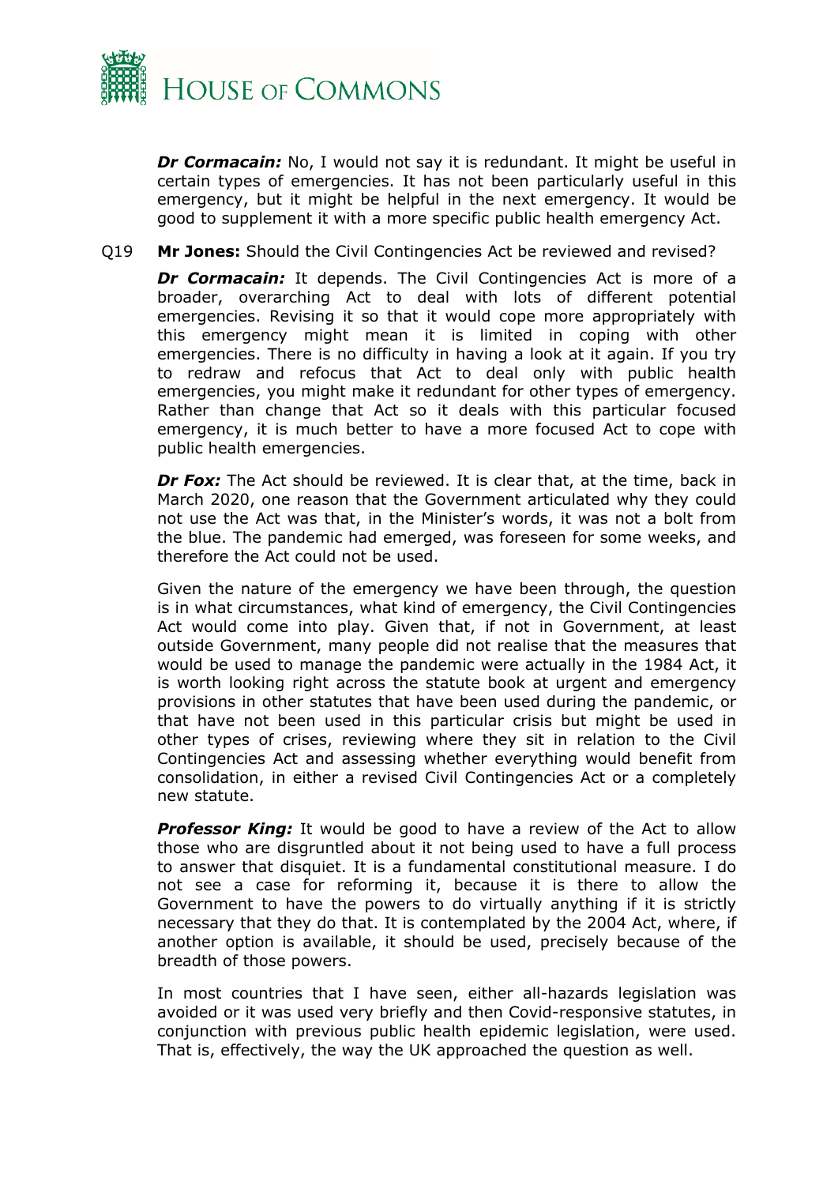***Dr Cormacain:*** No, I would not say it is redundant. It might be useful in certain types of emergencies. It has not been particularly useful in this emergency, but it might be helpful in the next emergency. It would be good to supplement it with a more specific public health emergency Act.

Q19 **Mr Jones:** Should the Civil Contingencies Act be reviewed and revised?

***Dr Cormacain:*** It depends. The Civil Contingencies Act is more of a broader, overarching Act to deal with lots of different potential emergencies. Revising it so that it would cope more appropriately with this emergency might mean it is limited in coping with other emergencies. There is no difficulty in having a look at it again. If you try to redraw and refocus that Act to deal only with public health emergencies, you might make it redundant for other types of emergency. Rather than change that Act so it deals with this particular focused emergency, it is much better to have a more focused Act to cope with public health emergencies.

***Dr Fox:*** The Act should be reviewed. It is clear that, at the time, back in March 2020, one reason that the Government articulated why they could not use the Act was that, in the Minister's words, it was not a bolt from the blue. The pandemic had emerged, was foreseen for some weeks, and therefore the Act could not be used.

Given the nature of the emergency we have been through, the question is in what circumstances, what kind of emergency, the Civil Contingencies Act would come into play. Given that, if not in Government, at least outside Government, many people did not realise that the measures that would be used to manage the pandemic were actually in the 1984 Act, it is worth looking right across the statute book at urgent and emergency provisions in other statutes that have been used during the pandemic, or that have not been used in this particular crisis but might be used in other types of crises, reviewing where they sit in relation to the Civil Contingencies Act and assessing whether everything would benefit from consolidation, in either a revised Civil Contingencies Act or a completely new statute.

***Professor King:*** It would be good to have a review of the Act to allow those who are disgruntled about it not being used to have a full process to answer that disquiet. It is a fundamental constitutional measure. I do not see a case for reforming it, because it is there to allow the Government to have the powers to do virtually anything if it is strictly necessary that they do that. It is contemplated by the 2004 Act, where, if another option is available, it should be used, precisely because of the breadth of those powers.

In most countries that I have seen, either all-hazards legislation was avoided or it was used very briefly and then Covid-responsive statutes, in conjunction with previous public health epidemic legislation, were used. That is, effectively, the way the UK approached the question as well.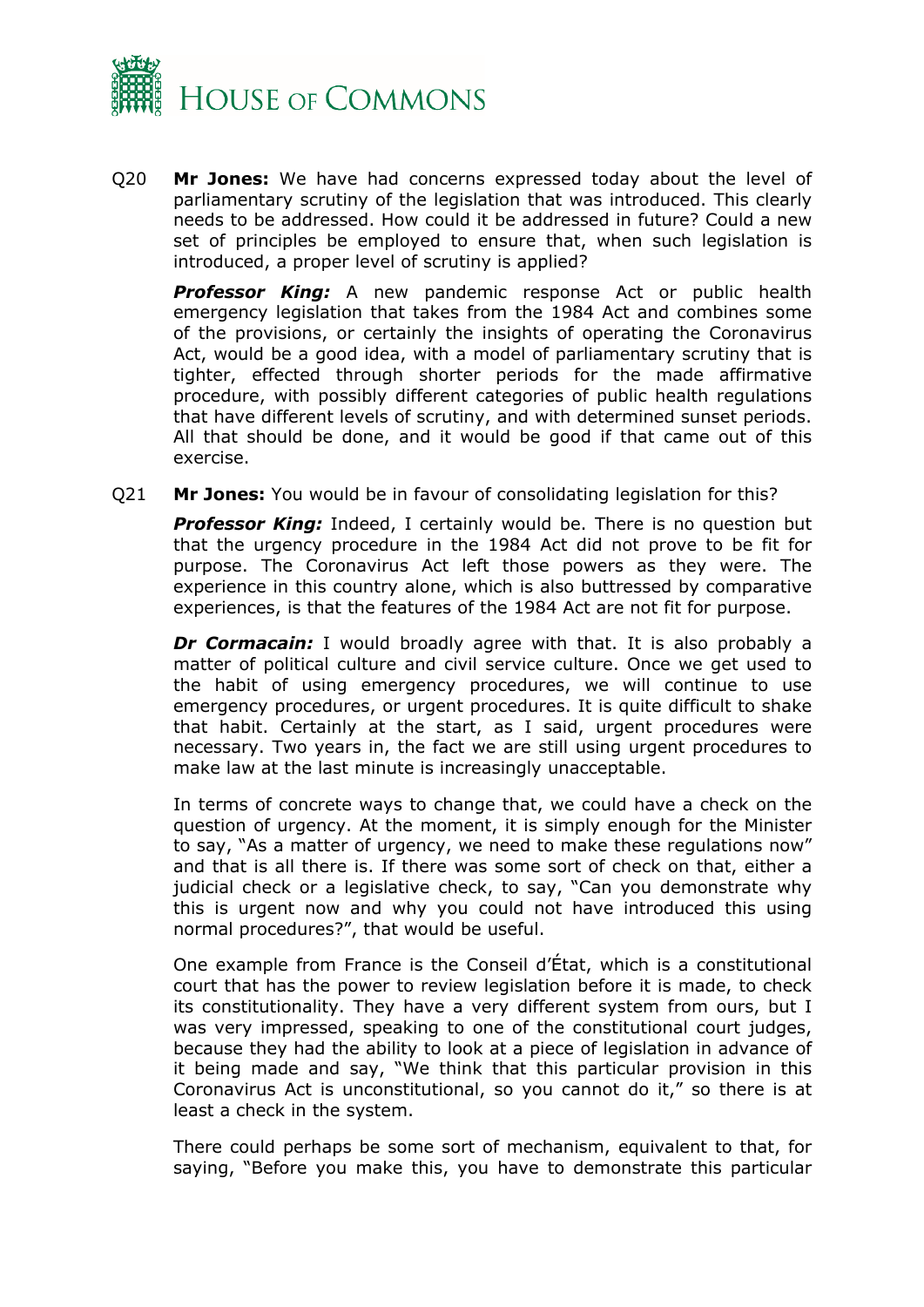Q20 **Mr Jones:** We have had concerns expressed today about the level of parliamentary scrutiny of the legislation that was introduced. This clearly needs to be addressed. How could it be addressed in future? Could a new set of principles be employed to ensure that, when such legislation is introduced, a proper level of scrutiny is applied?

***Professor King:*** A new pandemic response Act or public health emergency legislation that takes from the 1984 Act and combines some of the provisions, or certainly the insights of operating the Coronavirus Act, would be a good idea, with a model of parliamentary scrutiny that is tighter, effected through shorter periods for the made affirmative procedure, with possibly different categories of public health regulations that have different levels of scrutiny, and with determined sunset periods. All that should be done, and it would be good if that came out of this exercise.

Q21 **Mr Jones:** You would be in favour of consolidating legislation for this?

***Professor King:*** Indeed, I certainly would be. There is no question but that the urgency procedure in the 1984 Act did not prove to be fit for purpose. The Coronavirus Act left those powers as they were. The experience in this country alone, which is also buttressed by comparative experiences, is that the features of the 1984 Act are not fit for purpose.

***Dr Cormacain:*** I would broadly agree with that. It is also probably a matter of political culture and civil service culture. Once we get used to the habit of using emergency procedures, we will continue to use emergency procedures, or urgent procedures. It is quite difficult to shake that habit. Certainly at the start, as I said, urgent procedures were necessary. Two years in, the fact we are still using urgent procedures to make law at the last minute is increasingly unacceptable.

In terms of concrete ways to change that, we could have a check on the question of urgency. At the moment, it is simply enough for the Minister to say, "As a matter of urgency, we need to make these regulations now" and that is all there is. If there was some sort of check on that, either a judicial check or a legislative check, to say, "Can you demonstrate why this is urgent now and why you could not have introduced this using normal procedures?", that would be useful.

One example from France is the Conseil d'État, which is a constitutional court that has the power to review legislation before it is made, to check its constitutionality. They have a very different system from ours, but I was very impressed, speaking to one of the constitutional court judges, because they had the ability to look at a piece of legislation in advance of it being made and say, "We think that this particular provision in this Coronavirus Act is unconstitutional, so you cannot do it," so there is at least a check in the system.

There could perhaps be some sort of mechanism, equivalent to that, for saying, "Before you make this, you have to demonstrate this particular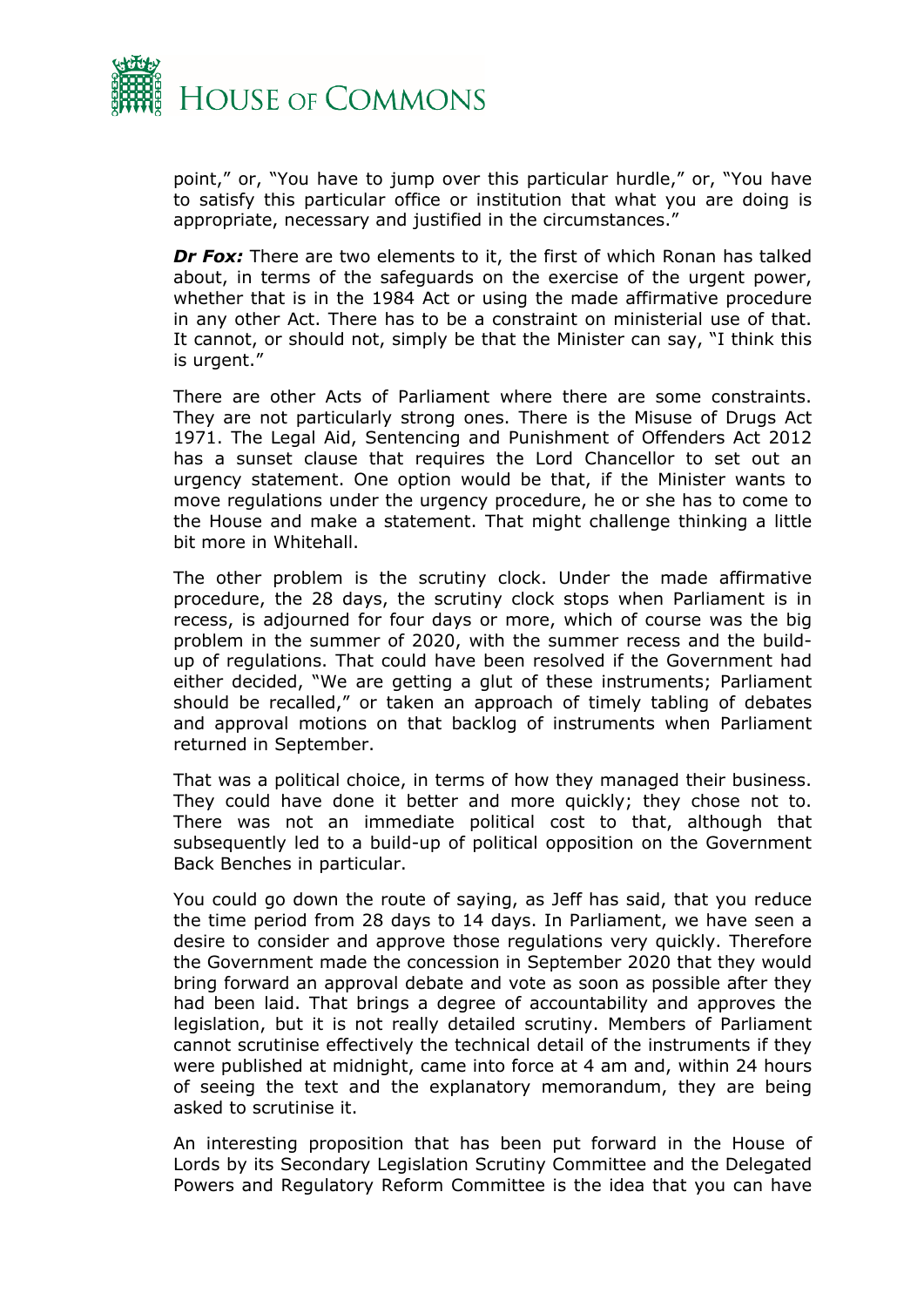point," or, "You have to jump over this particular hurdle," or, "You have to satisfy this particular office or institution that what you are doing is appropriate, necessary and justified in the circumstances."

***Dr Fox:*** There are two elements to it, the first of which Ronan has talked about, in terms of the safeguards on the exercise of the urgent power, whether that is in the 1984 Act or using the made affirmative procedure in any other Act. There has to be a constraint on ministerial use of that. It cannot, or should not, simply be that the Minister can say, "I think this is urgent."

There are other Acts of Parliament where there are some constraints. They are not particularly strong ones. There is the Misuse of Drugs Act 1971. The Legal Aid, Sentencing and Punishment of Offenders Act 2012 has a sunset clause that requires the Lord Chancellor to set out an urgency statement. One option would be that, if the Minister wants to move regulations under the urgency procedure, he or she has to come to the House and make a statement. That might challenge thinking a little bit more in Whitehall.

The other problem is the scrutiny clock. Under the made affirmative procedure, the 28 days, the scrutiny clock stops when Parliament is in recess, is adjourned for four days or more, which of course was the big problem in the summer of 2020, with the summer recess and the build-up of regulations. That could have been resolved if the Government had either decided, "We are getting a glut of these instruments; Parliament should be recalled," or taken an approach of timely tabling of debates and approval motions on that backlog of instruments when Parliament returned in September.

That was a political choice, in terms of how they managed their business. They could have done it better and more quickly; they chose not to. There was not an immediate political cost to that, although that subsequently led to a build-up of political opposition on the Government Back Benches in particular.

You could go down the route of saying, as Jeff has said, that you reduce the time period from 28 days to 14 days. In Parliament, we have seen a desire to consider and approve those regulations very quickly. Therefore the Government made the concession in September 2020 that they would bring forward an approval debate and vote as soon as possible after they had been laid. That brings a degree of accountability and approves the legislation, but it is not really detailed scrutiny. Members of Parliament cannot scrutinise effectively the technical detail of the instruments if they were published at midnight, came into force at 4 am and, within 24 hours of seeing the text and the explanatory memorandum, they are being asked to scrutinise it.

An interesting proposition that has been put forward in the House of Lords by its Secondary Legislation Scrutiny Committee and the Delegated Powers and Regulatory Reform Committee is the idea that you can have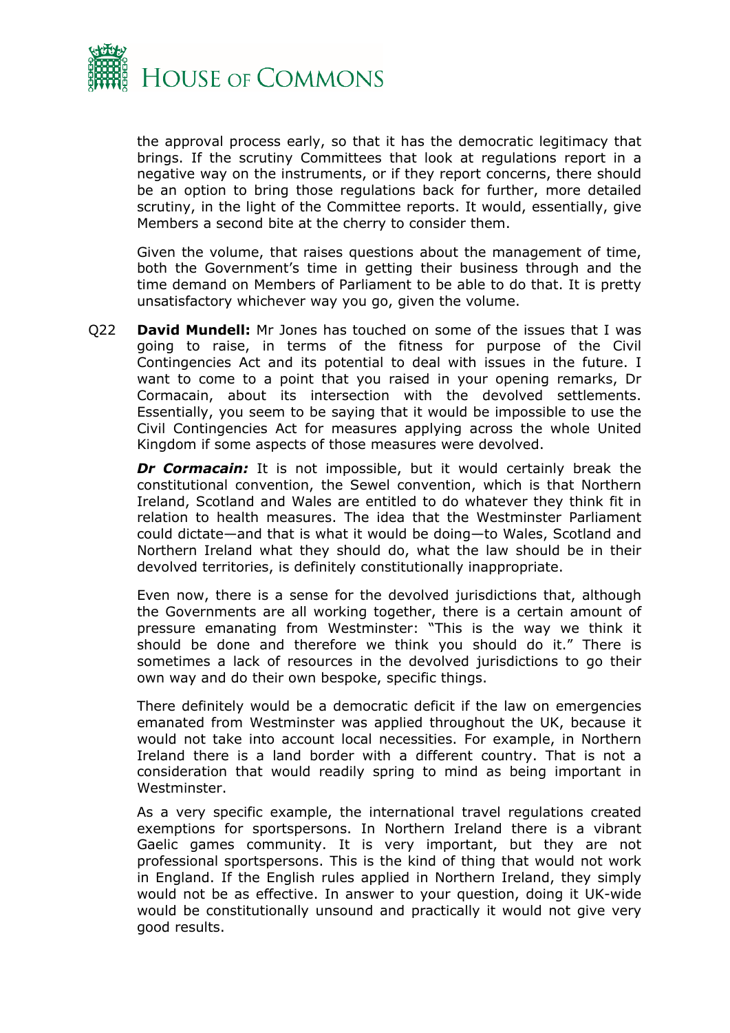the approval process early, so that it has the democratic legitimacy that brings. If the scrutiny Committees that look at regulations report in a negative way on the instruments, or if they report concerns, there should be an option to bring those regulations back for further, more detailed scrutiny, in the light of the Committee reports. It would, essentially, give Members a second bite at the cherry to consider them.

Given the volume, that raises questions about the management of time, both the Government's time in getting their business through and the time demand on Members of Parliament to be able to do that. It is pretty unsatisfactory whichever way you go, given the volume.

Q22 **David Mundell:** Mr Jones has touched on some of the issues that I was going to raise, in terms of the fitness for purpose of the Civil Contingencies Act and its potential to deal with issues in the future. I want to come to a point that you raised in your opening remarks, Dr Cormacain, about its intersection with the devolved settlements. Essentially, you seem to be saying that it would be impossible to use the Civil Contingencies Act for measures applying across the whole United Kingdom if some aspects of those measures were devolved.

***Dr Cormacain:*** It is not impossible, but it would certainly break the constitutional convention, the Sewel convention, which is that Northern Ireland, Scotland and Wales are entitled to do whatever they think fit in relation to health measures. The idea that the Westminster Parliament could dictate—and that is what it would be doing—to Wales, Scotland and Northern Ireland what they should do, what the law should be in their devolved territories, is definitely constitutionally inappropriate.

Even now, there is a sense for the devolved jurisdictions that, although the Governments are all working together, there is a certain amount of pressure emanating from Westminster: "This is the way we think it should be done and therefore we think you should do it." There is sometimes a lack of resources in the devolved jurisdictions to go their own way and do their own bespoke, specific things.

There definitely would be a democratic deficit if the law on emergencies emanated from Westminster was applied throughout the UK, because it would not take into account local necessities. For example, in Northern Ireland there is a land border with a different country. That is not a consideration that would readily spring to mind as being important in Westminster.

As a very specific example, the international travel regulations created exemptions for sportspersons. In Northern Ireland there is a vibrant Gaelic games community. It is very important, but they are not professional sportspersons. This is the kind of thing that would not work in England. If the English rules applied in Northern Ireland, they simply would not be as effective. In answer to your question, doing it UK-wide would be constitutionally unsound and practically it would not give very good results.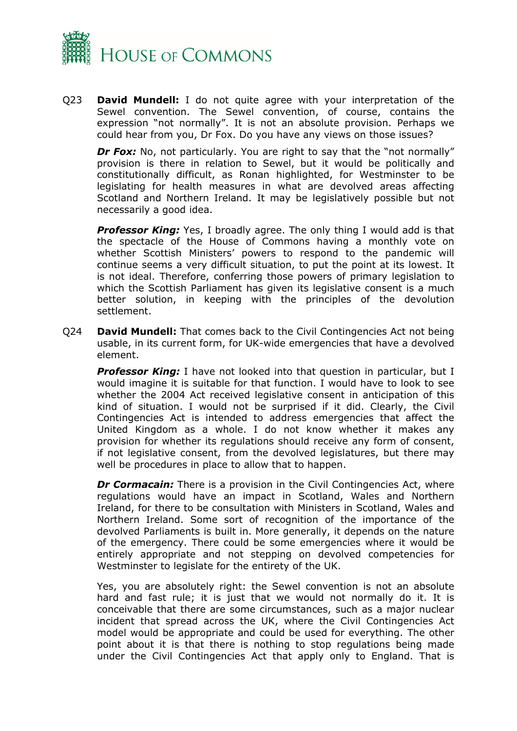Q23 **David Mundell:** I do not quite agree with your interpretation of the Sewel convention. The Sewel convention, of course, contains the expression "not normally". It is not an absolute provision. Perhaps we could hear from you, Dr Fox. Do you have any views on those issues?

***Dr Fox:*** No, not particularly. You are right to say that the "not normally" provision is there in relation to Sewel, but it would be politically and constitutionally difficult, as Ronan highlighted, for Westminster to be legislating for health measures in what are devolved areas affecting Scotland and Northern Ireland. It may be legislatively possible but not necessarily a good idea.

***Professor King:*** Yes, I broadly agree. The only thing I would add is that the spectacle of the House of Commons having a monthly vote on whether Scottish Ministers' powers to respond to the pandemic will continue seems a very difficult situation, to put the point at its lowest. It is not ideal. Therefore, conferring those powers of primary legislation to which the Scottish Parliament has given its legislative consent is a much better solution, in keeping with the principles of the devolution settlement.

Q24 **David Mundell:** That comes back to the Civil Contingencies Act not being usable, in its current form, for UK-wide emergencies that have a devolved element.

***Professor King:*** I have not looked into that question in particular, but I would imagine it is suitable for that function. I would have to look to see whether the 2004 Act received legislative consent in anticipation of this kind of situation. I would not be surprised if it did. Clearly, the Civil Contingencies Act is intended to address emergencies that affect the United Kingdom as a whole. I do not know whether it makes any provision for whether its regulations should receive any form of consent, if not legislative consent, from the devolved legislatures, but there may well be procedures in place to allow that to happen.

***Dr Cormacain:*** There is a provision in the Civil Contingencies Act, where regulations would have an impact in Scotland, Wales and Northern Ireland, for there to be consultation with Ministers in Scotland, Wales and Northern Ireland. Some sort of recognition of the importance of the devolved Parliaments is built in. More generally, it depends on the nature of the emergency. There could be some emergencies where it would be entirely appropriate and not stepping on devolved competencies for Westminster to legislate for the entirety of the UK.

Yes, you are absolutely right: the Sewel convention is not an absolute hard and fast rule; it is just that we would not normally do it. It is conceivable that there are some circumstances, such as a major nuclear incident that spread across the UK, where the Civil Contingencies Act model would be appropriate and could be used for everything. The other point about it is that there is nothing to stop regulations being made under the Civil Contingencies Act that apply only to England. That is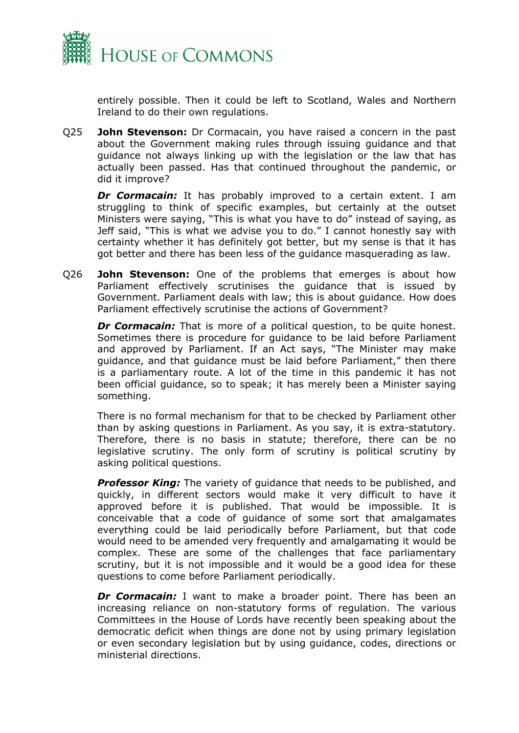entirely possible. Then it could be left to Scotland, Wales and Northern Ireland to do their own regulations.

Q25 **John Stevenson:** Dr Cormacain, you have raised a concern in the past about the Government making rules through issuing guidance and that guidance not always linking up with the legislation or the law that has actually been passed. Has that continued throughout the pandemic, or did it improve?

***Dr Cormacain:*** It has probably improved to a certain extent. I am struggling to think of specific examples, but certainly at the outset Ministers were saying, "This is what you have to do" instead of saying, as Jeff said, "This is what we advise you to do." I cannot honestly say with certainty whether it has definitely got better, but my sense is that it has got better and there has been less of the guidance masquerading as law.

Q26 **John Stevenson:** One of the problems that emerges is about how Parliament effectively scrutinises the guidance that is issued by Government. Parliament deals with law; this is about guidance. How does Parliament effectively scrutinise the actions of Government?

***Dr Cormacain:*** That is more of a political question, to be quite honest. Sometimes there is procedure for guidance to be laid before Parliament and approved by Parliament. If an Act says, "The Minister may make guidance, and that guidance must be laid before Parliament," then there is a parliamentary route. A lot of the time in this pandemic it has not been official guidance, so to speak; it has merely been a Minister saying something.

There is no formal mechanism for that to be checked by Parliament other than by asking questions in Parliament. As you say, it is extra-statutory. Therefore, there is no basis in statute; therefore, there can be no legislative scrutiny. The only form of scrutiny is political scrutiny by asking political questions.

***Professor King:*** The variety of guidance that needs to be published, and quickly, in different sectors would make it very difficult to have it approved before it is published. That would be impossible. It is conceivable that a code of guidance of some sort that amalgamates everything could be laid periodically before Parliament, but that code would need to be amended very frequently and amalgamating it would be complex. These are some of the challenges that face parliamentary scrutiny, but it is not impossible and it would be a good idea for these questions to come before Parliament periodically.

***Dr Cormacain:*** I want to make a broader point. There has been an increasing reliance on non-statutory forms of regulation. The various Committees in the House of Lords have recently been speaking about the democratic deficit when things are done not by using primary legislation or even secondary legislation but by using guidance, codes, directions or ministerial directions.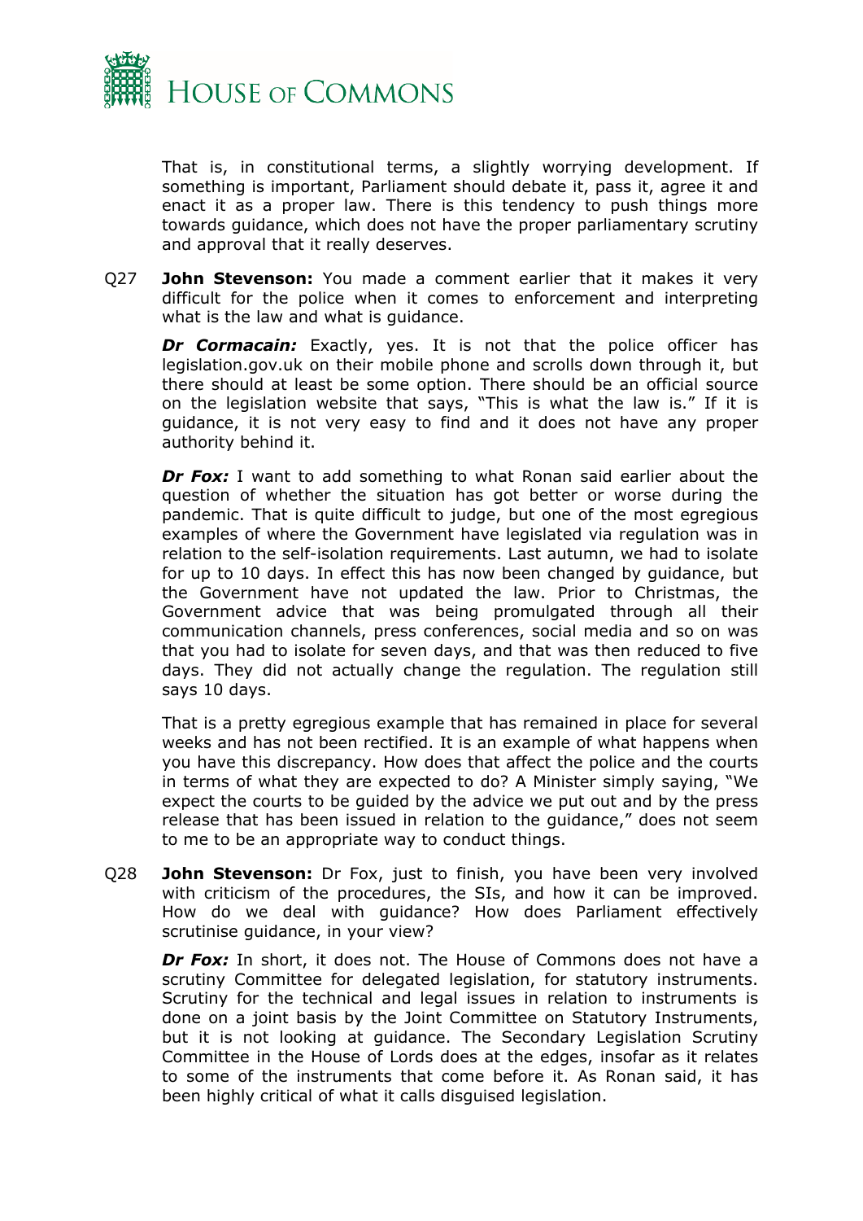That is, in constitutional terms, a slightly worrying development. If something is important, Parliament should debate it, pass it, agree it and enact it as a proper law. There is this tendency to push things more towards guidance, which does not have the proper parliamentary scrutiny and approval that it really deserves.

Q27 **John Stevenson:** You made a comment earlier that it makes it very difficult for the police when it comes to enforcement and interpreting what is the law and what is guidance.

***Dr Cormacain:*** Exactly, yes. It is not that the police officer has legislation.gov.uk on their mobile phone and scrolls down through it, but there should at least be some option. There should be an official source on the legislation website that says, "This is what the law is." If it is guidance, it is not very easy to find and it does not have any proper authority behind it.

***Dr Fox:*** I want to add something to what Ronan said earlier about the question of whether the situation has got better or worse during the pandemic. That is quite difficult to judge, but one of the most egregious examples of where the Government have legislated via regulation was in relation to the self-isolation requirements. Last autumn, we had to isolate for up to 10 days. In effect this has now been changed by guidance, but the Government have not updated the law. Prior to Christmas, the Government advice that was being promulgated through all their communication channels, press conferences, social media and so on was that you had to isolate for seven days, and that was then reduced to five days. They did not actually change the regulation. The regulation still says 10 days.

That is a pretty egregious example that has remained in place for several weeks and has not been rectified. It is an example of what happens when you have this discrepancy. How does that affect the police and the courts in terms of what they are expected to do? A Minister simply saying, "We expect the courts to be guided by the advice we put out and by the press release that has been issued in relation to the guidance," does not seem to me to be an appropriate way to conduct things.

Q28 **John Stevenson:** Dr Fox, just to finish, you have been very involved with criticism of the procedures, the SIs, and how it can be improved. How do we deal with guidance? How does Parliament effectively scrutinise guidance, in your view?

***Dr Fox:*** In short, it does not. The House of Commons does not have a scrutiny Committee for delegated legislation, for statutory instruments. Scrutiny for the technical and legal issues in relation to instruments is done on a joint basis by the Joint Committee on Statutory Instruments, but it is not looking at guidance. The Secondary Legislation Scrutiny Committee in the House of Lords does at the edges, insofar as it relates to some of the instruments that come before it. As Ronan said, it has been highly critical of what it calls disguised legislation.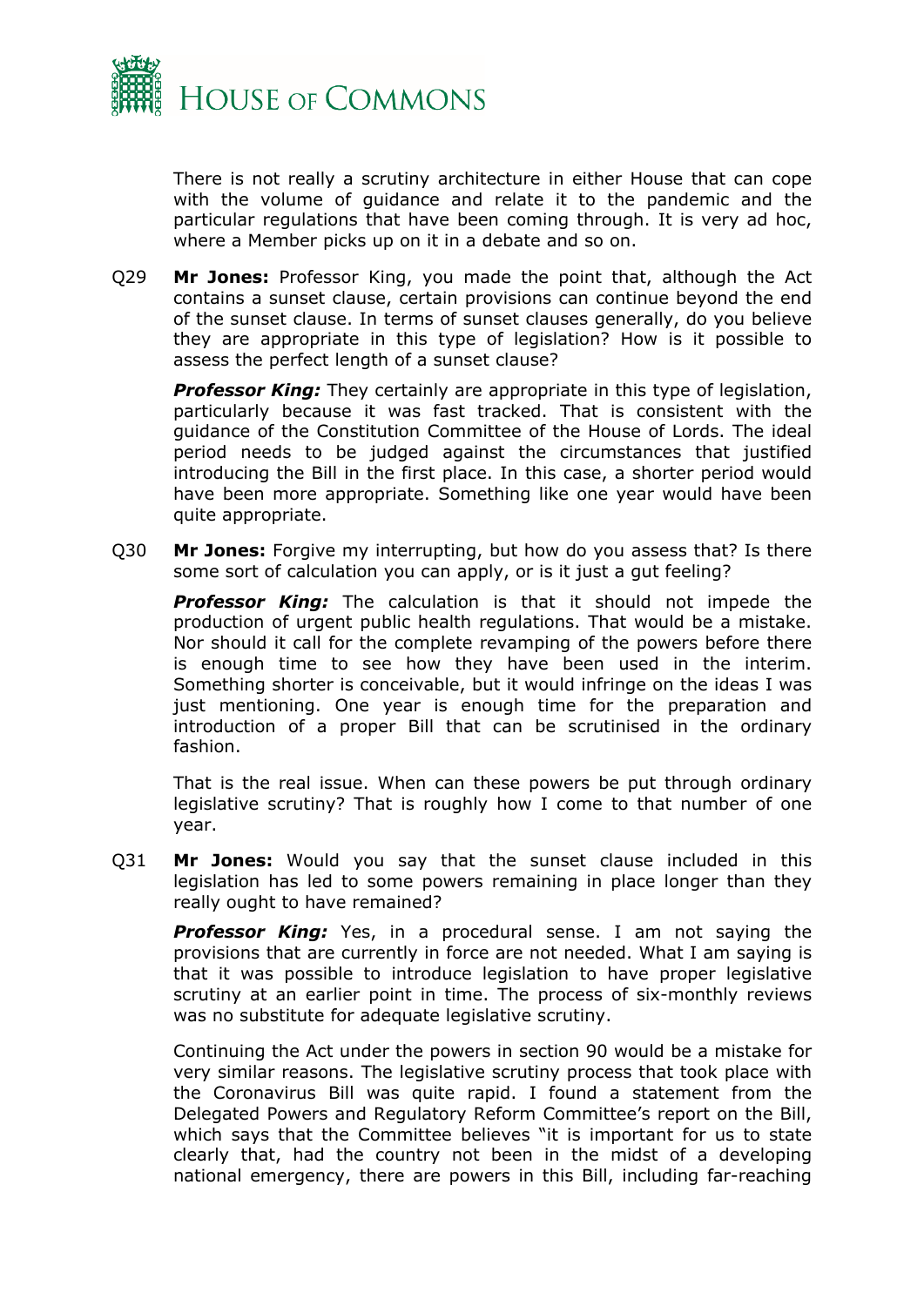There is not really a scrutiny architecture in either House that can cope with the volume of guidance and relate it to the pandemic and the particular regulations that have been coming through. It is very ad hoc, where a Member picks up on it in a debate and so on.

Q29 **Mr Jones:** Professor King, you made the point that, although the Act contains a sunset clause, certain provisions can continue beyond the end of the sunset clause. In terms of sunset clauses generally, do you believe they are appropriate in this type of legislation? How is it possible to assess the perfect length of a sunset clause?

***Professor King:*** They certainly are appropriate in this type of legislation, particularly because it was fast tracked. That is consistent with the guidance of the Constitution Committee of the House of Lords. The ideal period needs to be judged against the circumstances that justified introducing the Bill in the first place. In this case, a shorter period would have been more appropriate. Something like one year would have been quite appropriate.

Q30 **Mr Jones:** Forgive my interrupting, but how do you assess that? Is there some sort of calculation you can apply, or is it just a gut feeling?

***Professor King:*** The calculation is that it should not impede the production of urgent public health regulations. That would be a mistake. Nor should it call for the complete revamping of the powers before there is enough time to see how they have been used in the interim. Something shorter is conceivable, but it would infringe on the ideas I was just mentioning. One year is enough time for the preparation and introduction of a proper Bill that can be scrutinised in the ordinary fashion.

That is the real issue. When can these powers be put through ordinary legislative scrutiny? That is roughly how I come to that number of one year.

Q31 **Mr Jones:** Would you say that the sunset clause included in this legislation has led to some powers remaining in place longer than they really ought to have remained?

***Professor King:*** Yes, in a procedural sense. I am not saying the provisions that are currently in force are not needed. What I am saying is that it was possible to introduce legislation to have proper legislative scrutiny at an earlier point in time. The process of six-monthly reviews was no substitute for adequate legislative scrutiny.

Continuing the Act under the powers in section 90 would be a mistake for very similar reasons. The legislative scrutiny process that took place with the Coronavirus Bill was quite rapid. I found a statement from the Delegated Powers and Regulatory Reform Committee's report on the Bill, which says that the Committee believes "it is important for us to state clearly that, had the country not been in the midst of a developing national emergency, there are powers in this Bill, including far-reaching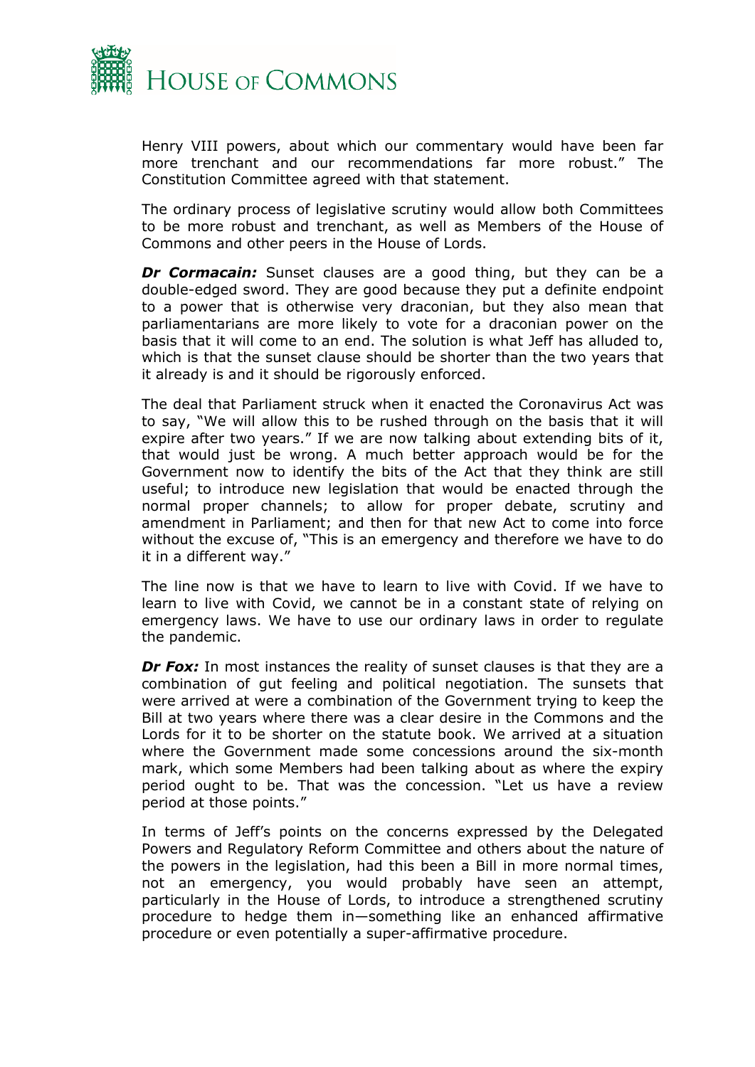Henry VIII powers, about which our commentary would have been far more trenchant and our recommendations far more robust." The Constitution Committee agreed with that statement.

The ordinary process of legislative scrutiny would allow both Committees to be more robust and trenchant, as well as Members of the House of Commons and other peers in the House of Lords.

***Dr Cormacain:*** Sunset clauses are a good thing, but they can be a double-edged sword. They are good because they put a definite endpoint to a power that is otherwise very draconian, but they also mean that parliamentarians are more likely to vote for a draconian power on the basis that it will come to an end. The solution is what Jeff has alluded to, which is that the sunset clause should be shorter than the two years that it already is and it should be rigorously enforced.

The deal that Parliament struck when it enacted the Coronavirus Act was to say, "We will allow this to be rushed through on the basis that it will expire after two years." If we are now talking about extending bits of it, that would just be wrong. A much better approach would be for the Government now to identify the bits of the Act that they think are still useful; to introduce new legislation that would be enacted through the normal proper channels; to allow for proper debate, scrutiny and amendment in Parliament; and then for that new Act to come into force without the excuse of, "This is an emergency and therefore we have to do it in a different way."

The line now is that we have to learn to live with Covid. If we have to learn to live with Covid, we cannot be in a constant state of relying on emergency laws. We have to use our ordinary laws in order to regulate the pandemic.

***Dr Fox:*** In most instances the reality of sunset clauses is that they are a combination of gut feeling and political negotiation. The sunsets that were arrived at were a combination of the Government trying to keep the Bill at two years where there was a clear desire in the Commons and the Lords for it to be shorter on the statute book. We arrived at a situation where the Government made some concessions around the six-month mark, which some Members had been talking about as where the expiry period ought to be. That was the concession. "Let us have a review period at those points."

In terms of Jeff's points on the concerns expressed by the Delegated Powers and Regulatory Reform Committee and others about the nature of the powers in the legislation, had this been a Bill in more normal times, not an emergency, you would probably have seen an attempt, particularly in the House of Lords, to introduce a strengthened scrutiny procedure to hedge them in—something like an enhanced affirmative procedure or even potentially a super-affirmative procedure.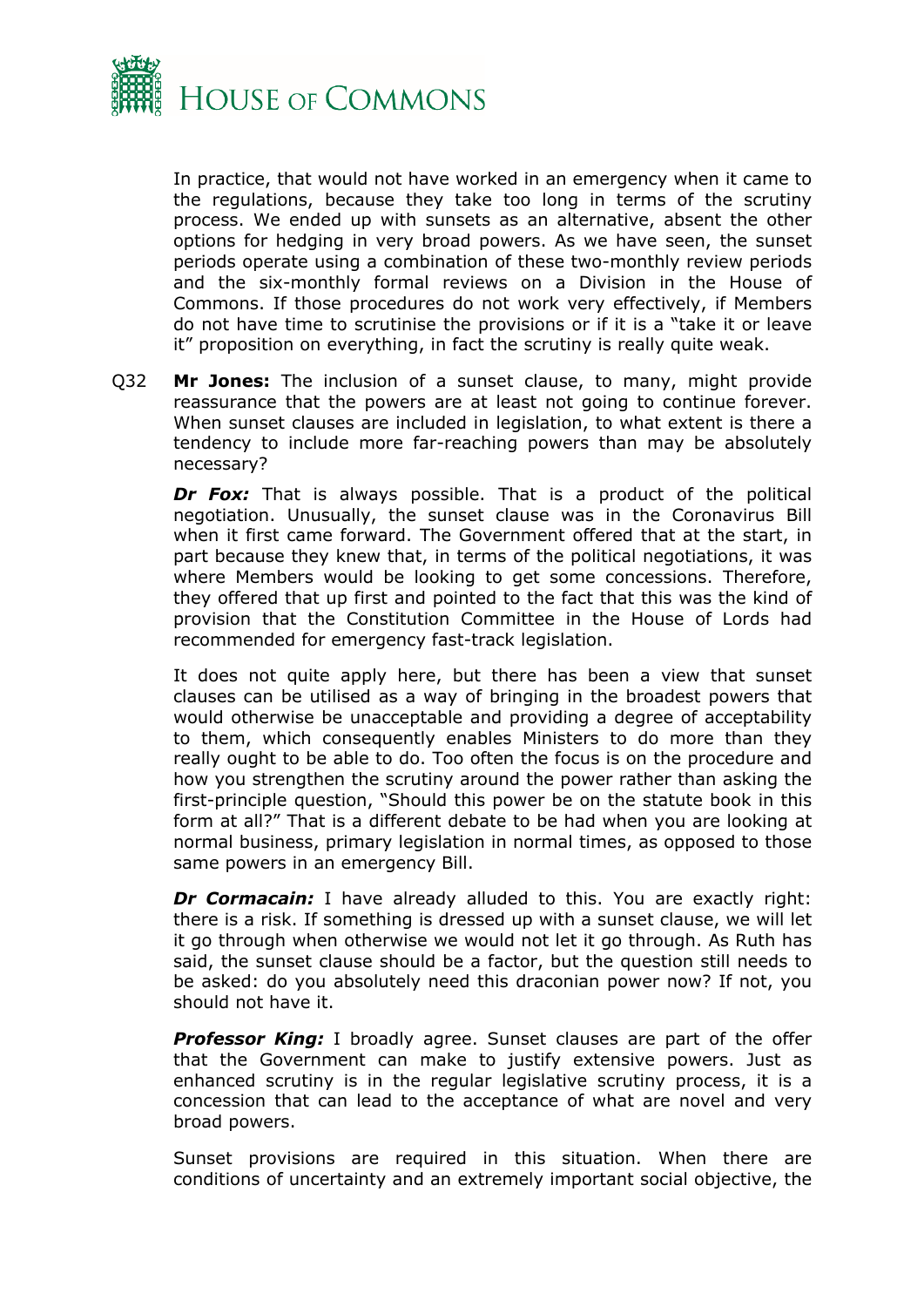In practice, that would not have worked in an emergency when it came to the regulations, because they take too long in terms of the scrutiny process. We ended up with sunsets as an alternative, absent the other options for hedging in very broad powers. As we have seen, the sunset periods operate using a combination of these two-monthly review periods and the six-monthly formal reviews on a Division in the House of Commons. If those procedures do not work very effectively, if Members do not have time to scrutinise the provisions or if it is a "take it or leave it" proposition on everything, in fact the scrutiny is really quite weak.

Q32 **Mr Jones:** The inclusion of a sunset clause, to many, might provide reassurance that the powers are at least not going to continue forever. When sunset clauses are included in legislation, to what extent is there a tendency to include more far-reaching powers than may be absolutely necessary?

***Dr Fox:*** That is always possible. That is a product of the political negotiation. Unusually, the sunset clause was in the Coronavirus Bill when it first came forward. The Government offered that at the start, in part because they knew that, in terms of the political negotiations, it was where Members would be looking to get some concessions. Therefore, they offered that up first and pointed to the fact that this was the kind of provision that the Constitution Committee in the House of Lords had recommended for emergency fast-track legislation.

It does not quite apply here, but there has been a view that sunset clauses can be utilised as a way of bringing in the broadest powers that would otherwise be unacceptable and providing a degree of acceptability to them, which consequently enables Ministers to do more than they really ought to be able to do. Too often the focus is on the procedure and how you strengthen the scrutiny around the power rather than asking the first-principle question, "Should this power be on the statute book in this form at all?" That is a different debate to be had when you are looking at normal business, primary legislation in normal times, as opposed to those same powers in an emergency Bill.

***Dr Cormacain:*** I have already alluded to this. You are exactly right: there is a risk. If something is dressed up with a sunset clause, we will let it go through when otherwise we would not let it go through. As Ruth has said, the sunset clause should be a factor, but the question still needs to be asked: do you absolutely need this draconian power now? If not, you should not have it.

***Professor King:*** I broadly agree. Sunset clauses are part of the offer that the Government can make to justify extensive powers. Just as enhanced scrutiny is in the regular legislative scrutiny process, it is a concession that can lead to the acceptance of what are novel and very broad powers.

Sunset provisions are required in this situation. When there are conditions of uncertainty and an extremely important social objective, the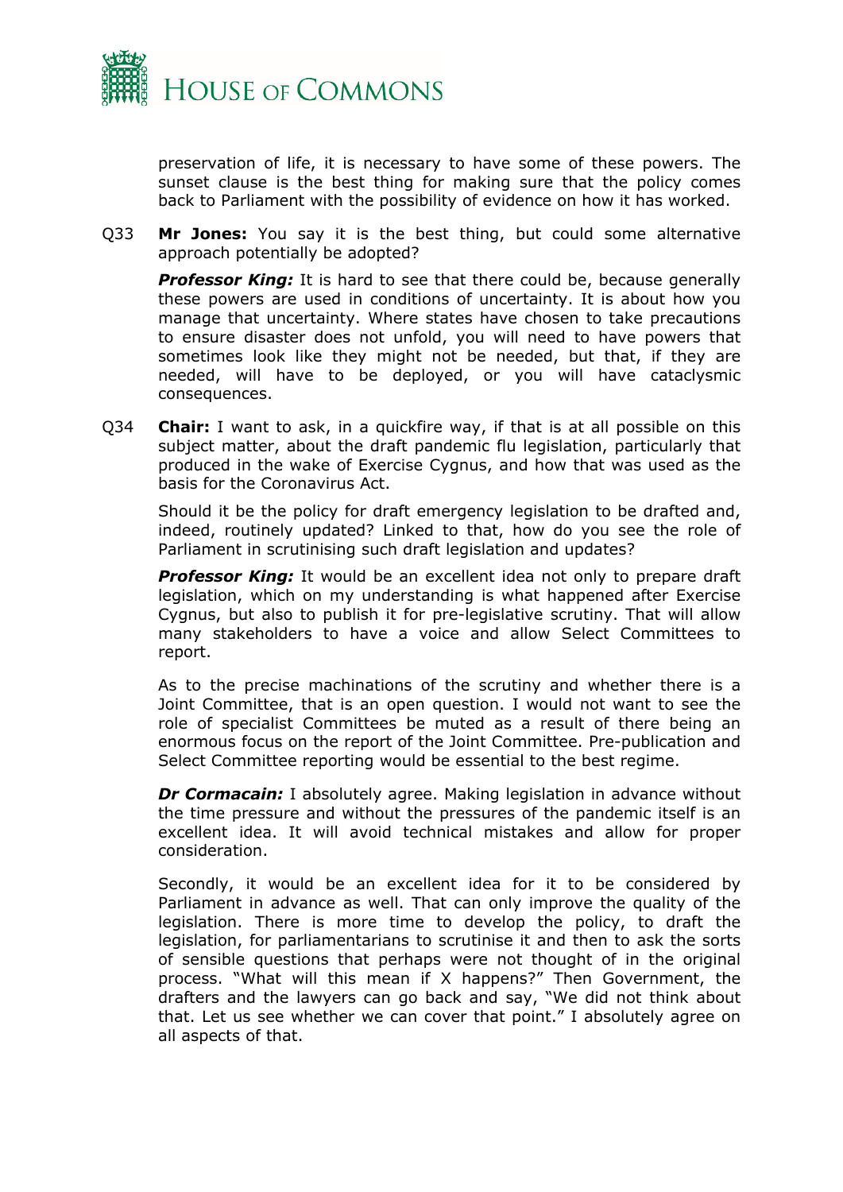preservation of life, it is necessary to have some of these powers. The sunset clause is the best thing for making sure that the policy comes back to Parliament with the possibility of evidence on how it has worked.

Q33 **Mr Jones:** You say it is the best thing, but could some alternative approach potentially be adopted?

***Professor King:*** It is hard to see that there could be, because generally these powers are used in conditions of uncertainty. It is about how you manage that uncertainty. Where states have chosen to take precautions to ensure disaster does not unfold, you will need to have powers that sometimes look like they might not be needed, but that, if they are needed, will have to be deployed, or you will have cataclysmic consequences.

Q34 **Chair:** I want to ask, in a quickfire way, if that is at all possible on this subject matter, about the draft pandemic flu legislation, particularly that produced in the wake of Exercise Cygnus, and how that was used as the basis for the Coronavirus Act.

Should it be the policy for draft emergency legislation to be drafted and, indeed, routinely updated? Linked to that, how do you see the role of Parliament in scrutinising such draft legislation and updates?

***Professor King:*** It would be an excellent idea not only to prepare draft legislation, which on my understanding is what happened after Exercise Cygnus, but also to publish it for pre-legislative scrutiny. That will allow many stakeholders to have a voice and allow Select Committees to report.

As to the precise machinations of the scrutiny and whether there is a Joint Committee, that is an open question. I would not want to see the role of specialist Committees be muted as a result of there being an enormous focus on the report of the Joint Committee. Pre-publication and Select Committee reporting would be essential to the best regime.

***Dr Cormacain:*** I absolutely agree. Making legislation in advance without the time pressure and without the pressures of the pandemic itself is an excellent idea. It will avoid technical mistakes and allow for proper consideration.

Secondly, it would be an excellent idea for it to be considered by Parliament in advance as well. That can only improve the quality of the legislation. There is more time to develop the policy, to draft the legislation, for parliamentarians to scrutinise it and then to ask the sorts of sensible questions that perhaps were not thought of in the original process. "What will this mean if X happens?" Then Government, the drafters and the lawyers can go back and say, "We did not think about that. Let us see whether we can cover that point." I absolutely agree on all aspects of that.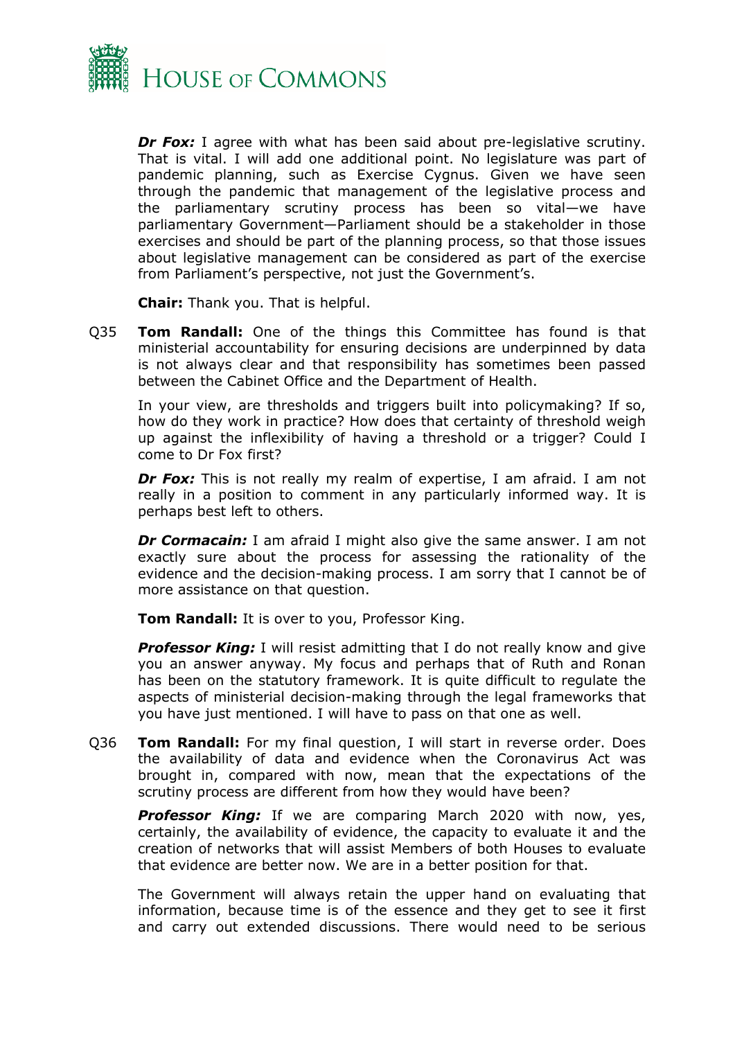***Dr Fox:*** I agree with what has been said about pre-legislative scrutiny. That is vital. I will add one additional point. No legislature was part of pandemic planning, such as Exercise Cygnus. Given we have seen through the pandemic that management of the legislative process and the parliamentary scrutiny process has been so vital—we have parliamentary Government—Parliament should be a stakeholder in those exercises and should be part of the planning process, so that those issues about legislative management can be considered as part of the exercise from Parliament's perspective, not just the Government's.

**Chair:** Thank you. That is helpful.

Q35 **Tom Randall:** One of the things this Committee has found is that ministerial accountability for ensuring decisions are underpinned by data is not always clear and that responsibility has sometimes been passed between the Cabinet Office and the Department of Health.

In your view, are thresholds and triggers built into policymaking? If so, how do they work in practice? How does that certainty of threshold weigh up against the inflexibility of having a threshold or a trigger? Could I come to Dr Fox first?

***Dr Fox:*** This is not really my realm of expertise, I am afraid. I am not really in a position to comment in any particularly informed way. It is perhaps best left to others.

***Dr Cormacain:*** I am afraid I might also give the same answer. I am not exactly sure about the process for assessing the rationality of the evidence and the decision-making process. I am sorry that I cannot be of more assistance on that question.

**Tom Randall:** It is over to you, Professor King.

***Professor King:*** I will resist admitting that I do not really know and give you an answer anyway. My focus and perhaps that of Ruth and Ronan has been on the statutory framework. It is quite difficult to regulate the aspects of ministerial decision-making through the legal frameworks that you have just mentioned. I will have to pass on that one as well.

Q36 **Tom Randall:** For my final question, I will start in reverse order. Does the availability of data and evidence when the Coronavirus Act was brought in, compared with now, mean that the expectations of the scrutiny process are different from how they would have been?

***Professor King:*** If we are comparing March 2020 with now, yes, certainly, the availability of evidence, the capacity to evaluate it and the creation of networks that will assist Members of both Houses to evaluate that evidence are better now. We are in a better position for that.

The Government will always retain the upper hand on evaluating that information, because time is of the essence and they get to see it first and carry out extended discussions. There would need to be serious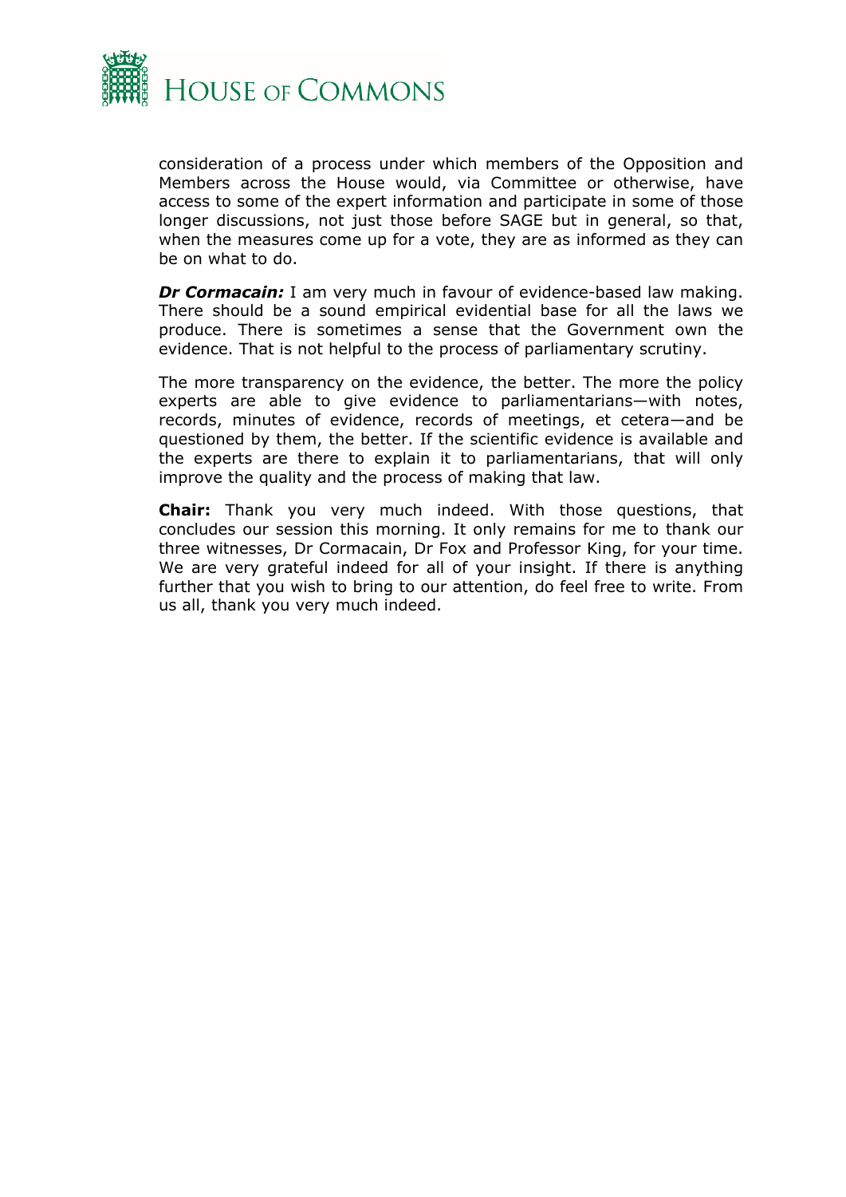consideration of a process under which members of the Opposition and Members across the House would, via Committee or otherwise, have access to some of the expert information and participate in some of those longer discussions, not just those before SAGE but in general, so that, when the measures come up for a vote, they are as informed as they can be on what to do.

***Dr Cormacain:*** I am very much in favour of evidence-based law making. There should be a sound empirical evidential base for all the laws we produce. There is sometimes a sense that the Government own the evidence. That is not helpful to the process of parliamentary scrutiny.

The more transparency on the evidence, the better. The more the policy experts are able to give evidence to parliamentarians—with notes, records, minutes of evidence, records of meetings, et cetera—and be questioned by them, the better. If the scientific evidence is available and the experts are there to explain it to parliamentarians, that will only improve the quality and the process of making that law.

**Chair:** Thank you very much indeed. With those questions, that concludes our session this morning. It only remains for me to thank our three witnesses, Dr Cormacain, Dr Fox and Professor King, for your time. We are very grateful indeed for all of your insight. If there is anything further that you wish to bring to our attention, do feel free to write. From us all, thank you very much indeed.